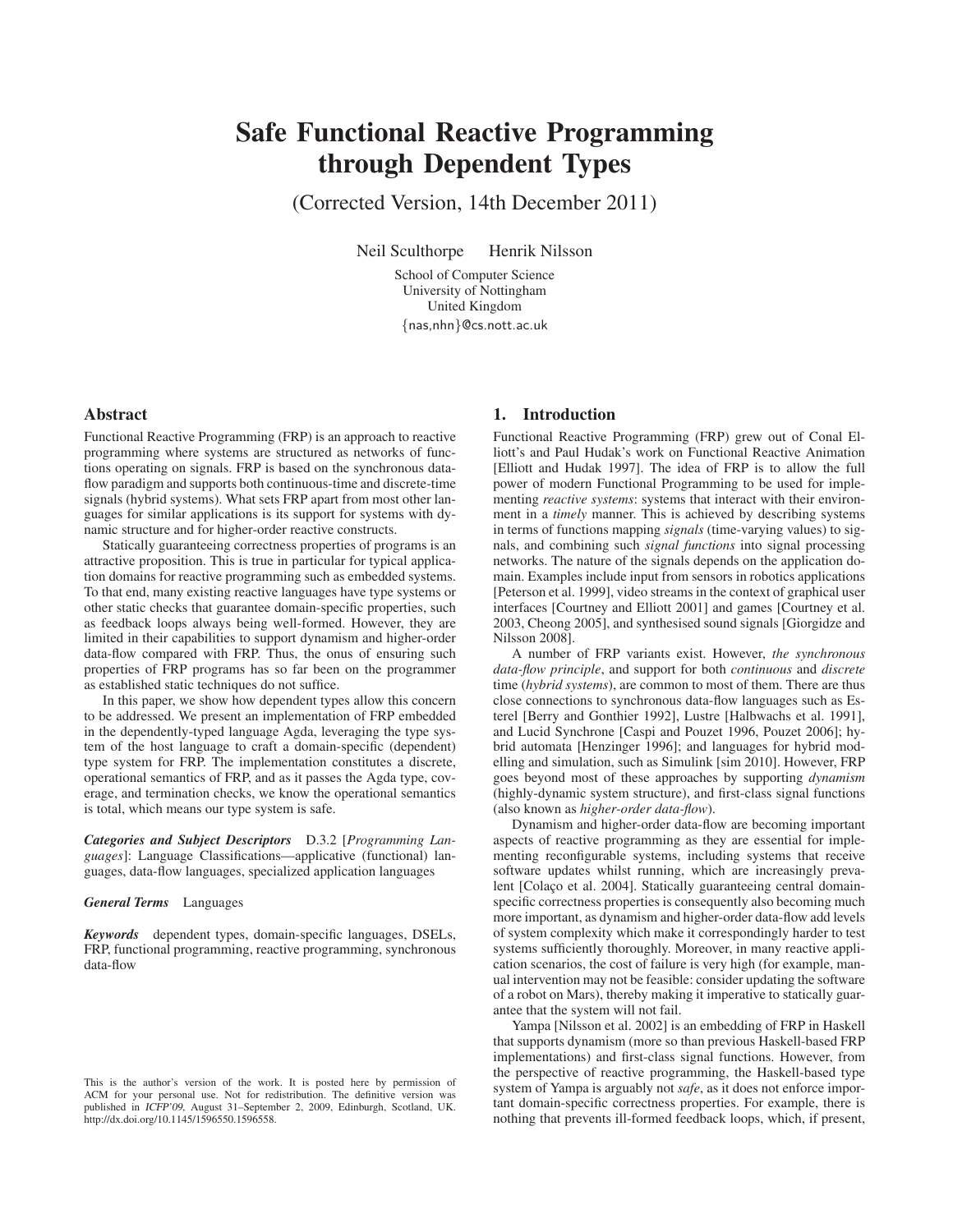# Safe Functional Reactive Programming through Dependent Types

(Corrected Version, 14th December 2011)

Neil Sculthorpe    Henrik Nilsson

School of Computer Science
University of Nottingham
United Kingdom
{nas,nhn}@cs.nott.ac.uk

## Abstract

Functional Reactive Programming (FRP) is an approach to reactive programming where systems are structured as networks of functions operating on signals. FRP is based on the synchronous data-flow paradigm and supports both continuous-time and discrete-time signals (hybrid systems). What sets FRP apart from most other languages for similar applications is its support for systems with dynamic structure and for higher-order reactive constructs.

Statically guaranteeing correctness properties of programs is an attractive proposition. This is true in particular for typical application domains for reactive programming such as embedded systems. To that end, many existing reactive languages have type systems or other static checks that guarantee domain-specific properties, such as feedback loops always being well-formed. However, they are limited in their capabilities to support dynamism and higher-order data-flow compared with FRP. Thus, the onus of ensuring such properties of FRP programs has so far been on the programmer as established static techniques do not suffice.

In this paper, we show how dependent types allow this concern to be addressed. We present an implementation of FRP embedded in the dependently-typed language Agda, leveraging the type system of the host language to craft a domain-specific (dependent) type system for FRP. The implementation constitutes a discrete, operational semantics of FRP, and as it passes the Agda type, coverage, and termination checks, we know the operational semantics is total, which means our type system is safe.

***Categories and Subject Descriptors*** D.3.2 [*Programming Languages*]: Language Classifications—applicative (functional) languages, data-flow languages, specialized application languages

***General Terms*** Languages

***Keywords*** dependent types, domain-specific languages, DSELs, FRP, functional programming, reactive programming, synchronous data-flow

This is the author's version of the work. It is posted here by permission of ACM for your personal use. Not for redistribution. The definitive version was published in *ICFP'09*, August 31–September 2, 2009, Edinburgh, Scotland, UK. http://dx.doi.org/10.1145/1596550.1596558.

## 1. Introduction

Functional Reactive Programming (FRP) grew out of Conal Elliott's and Paul Hudak's work on Functional Reactive Animation [Elliott and Hudak 1997]. The idea of FRP is to allow the full power of modern Functional Programming to be used for implementing *reactive systems*: systems that interact with their environment in a *timely* manner. This is achieved by describing systems in terms of functions mapping *signals* (time-varying values) to signals, and combining such *signal functions* into signal processing networks. The nature of the signals depends on the application domain. Examples include input from sensors in robotics applications [Peterson et al. 1999], video streams in the context of graphical user interfaces [Courtney and Elliott 2001] and games [Courtney et al. 2003, Cheong 2005], and synthesised sound signals [Giorgidze and Nilsson 2008].

A number of FRP variants exist. However, *the synchronous data-flow principle*, and support for both *continuous* and *discrete* time (*hybrid systems*), are common to most of them. There are thus close connections to synchronous data-flow languages such as Esterel [Berry and Gonthier 1992], Lustre [Halbwachs et al. 1991], and Lucid Synchrone [Caspi and Pouzet 1996, Pouzet 2006]; hybrid automata [Henzinger 1996]; and languages for hybrid modelling and simulation, such as Simulink [sim 2010]. However, FRP goes beyond most of these approaches by supporting *dynamism* (highly-dynamic system structure), and first-class signal functions (also known as *higher-order data-flow*).

Dynamism and higher-order data-flow are becoming important aspects of reactive programming as they are essential for implementing reconfigurable systems, including systems that receive software updates whilst running, which are increasingly prevalent [Colaço et al. 2004]. Statically guaranteeing central domain-specific correctness properties is consequently also becoming much more important, as dynamism and higher-order data-flow add levels of system complexity which make it correspondingly harder to test systems sufficiently thoroughly. Moreover, in many reactive application scenarios, the cost of failure is very high (for example, manual intervention may not be feasible: consider updating the software of a robot on Mars), thereby making it imperative to statically guarantee that the system will not fail.

Yampa [Nilsson et al. 2002] is an embedding of FRP in Haskell that supports dynamism (more so than previous Haskell-based FRP implementations) and first-class signal functions. However, from the perspective of reactive programming, the Haskell-based type system of Yampa is arguably not *safe*, as it does not enforce important domain-specific correctness properties. For example, there is nothing that prevents ill-formed feedback loops, which, if present,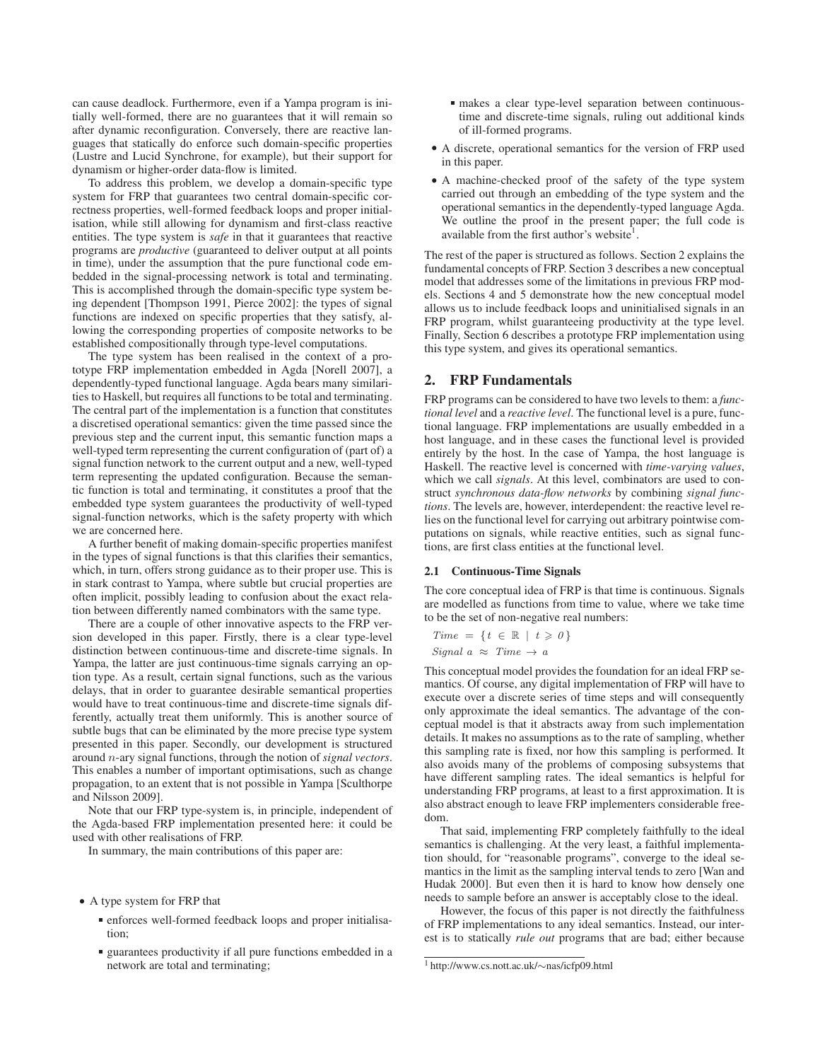can cause deadlock. Furthermore, even if a Yampa program is initially well-formed, there are no guarantees that it will remain so after dynamic reconfiguration. Conversely, there are reactive languages that statically do enforce such domain-specific properties (Lustre and Lucid Synchrone, for example), but their support for dynamism or higher-order data-flow is limited.

To address this problem, we develop a domain-specific type system for FRP that guarantees two central domain-specific correctness properties, well-formed feedback loops and proper initialisation, while still allowing for dynamism and first-class reactive entities. The type system is *safe* in that it guarantees that reactive programs are *productive* (guaranteed to deliver output at all points in time), under the assumption that the pure functional code embedded in the signal-processing network is total and terminating. This is accomplished through the domain-specific type system being dependent [Thompson 1991, Pierce 2002]: the types of signal functions are indexed on specific properties that they satisfy, allowing the corresponding properties of composite networks to be established compositionally through type-level computations.

The type system has been realised in the context of a prototype FRP implementation embedded in Agda [Norell 2007], a dependently-typed functional language. Agda bears many similarities to Haskell, but requires all functions to be total and terminating. The central part of the implementation is a function that constitutes a discretised operational semantics: given the time passed since the previous step and the current input, this semantic function maps a well-typed term representing the current configuration of (part of) a signal function network to the current output and a new, well-typed term representing the updated configuration. Because the semantic function is total and terminating, it constitutes a proof that the embedded type system guarantees the productivity of well-typed signal-function networks, which is the safety property with which we are concerned here.

A further benefit of making domain-specific properties manifest in the types of signal functions is that this clarifies their semantics, which, in turn, offers strong guidance as to their proper use. This is in stark contrast to Yampa, where subtle but crucial properties are often implicit, possibly leading to confusion about the exact relation between differently named combinators with the same type.

There are a couple of other innovative aspects to the FRP version developed in this paper. Firstly, there is a clear type-level distinction between continuous-time and discrete-time signals. In Yampa, the latter are just continuous-time signals carrying an option type. As a result, certain signal functions, such as the various delays, that in order to guarantee desirable semantical properties would have to treat continuous-time and discrete-time signals differently, actually treat them uniformly. This is another source of subtle bugs that can be eliminated by the more precise type system presented in this paper. Secondly, our development is structured around $n$-ary signal functions, through the notion of *signal vectors*. This enables a number of important optimisations, such as change propagation, to an extent that is not possible in Yampa [Sculthorpe and Nilsson 2009].

Note that our FRP type-system is, in principle, independent of the Agda-based FRP implementation presented here: it could be used with other realisations of FRP.

In summary, the main contributions of this paper are:

- A type system for FRP that
  - enforces well-formed feedback loops and proper initialisation;
  - guarantees productivity if all pure functions embedded in a network are total and terminating;
  - makes a clear type-level separation between continuous-time and discrete-time signals, ruling out additional kinds of ill-formed programs.
- A discrete, operational semantics for the version of FRP used in this paper.
- A machine-checked proof of the safety of the type system carried out through an embedding of the type system and the operational semantics in the dependently-typed language Agda. We outline the proof in the present paper; the full code is available from the first author's website[1].

The rest of the paper is structured as follows. Section 2 explains the fundamental concepts of FRP. Section 3 describes a new conceptual model that addresses some of the limitations in previous FRP models. Sections 4 and 5 demonstrate how the new conceptual model allows us to include feedback loops and uninitialised signals in an FRP program, whilst guaranteeing productivity at the type level. Finally, Section 6 describes a prototype FRP implementation using this type system, and gives its operational semantics.

## 2. FRP Fundamentals

FRP programs can be considered to have two levels to them: a *functional level* and a *reactive level*. The functional level is a pure, functional language. FRP implementations are usually embedded in a host language, and in these cases the functional level is provided entirely by the host. In the case of Yampa, the host language is Haskell. The reactive level is concerned with *time-varying values*, which we call *signals*. At this level, combinators are used to construct *synchronous data-flow networks* by combining *signal functions*. The levels are, however, interdependent: the reactive level relies on the functional level for carrying out arbitrary pointwise computations on signals, while reactive entities, such as signal functions, are first class entities at the functional level.

### 2.1 Continuous-Time Signals

The core conceptual idea of FRP is that time is continuous. Signals are modelled as functions from time to value, where we take time to be the set of non-negative real numbers:

$$Time \ = \ \{ t \in \mathbb{R} \mid t \geqslant 0 \}$$

$$Signal \ a \ \approx \ Time \rightarrow a$$

This conceptual model provides the foundation for an ideal FRP semantics. Of course, any digital implementation of FRP will have to execute over a discrete series of time steps and will consequently only approximate the ideal semantics. The advantage of the conceptual model is that it abstracts away from such implementation details. It makes no assumptions as to the rate of sampling, whether this sampling rate is fixed, nor how this sampling is performed. It also avoids many of the problems of composing subsystems that have different sampling rates. The ideal semantics is helpful for understanding FRP programs, at least to a first approximation. It is also abstract enough to leave FRP implementers considerable freedom.

That said, implementing FRP completely faithfully to the ideal semantics is challenging. At the very least, a faithful implementation should, for "reasonable programs", converge to the ideal semantics in the limit as the sampling interval tends to zero [Wan and Hudak 2000]. But even then it is hard to know how densely one needs to sample before an answer is acceptably close to the ideal.

However, the focus of this paper is not directly the faithfulness of FRP implementations to any ideal semantics. Instead, our interest is to statically *rule out* programs that are bad; either because

[1] http://www.cs.nott.ac.uk/∼nas/icfp09.html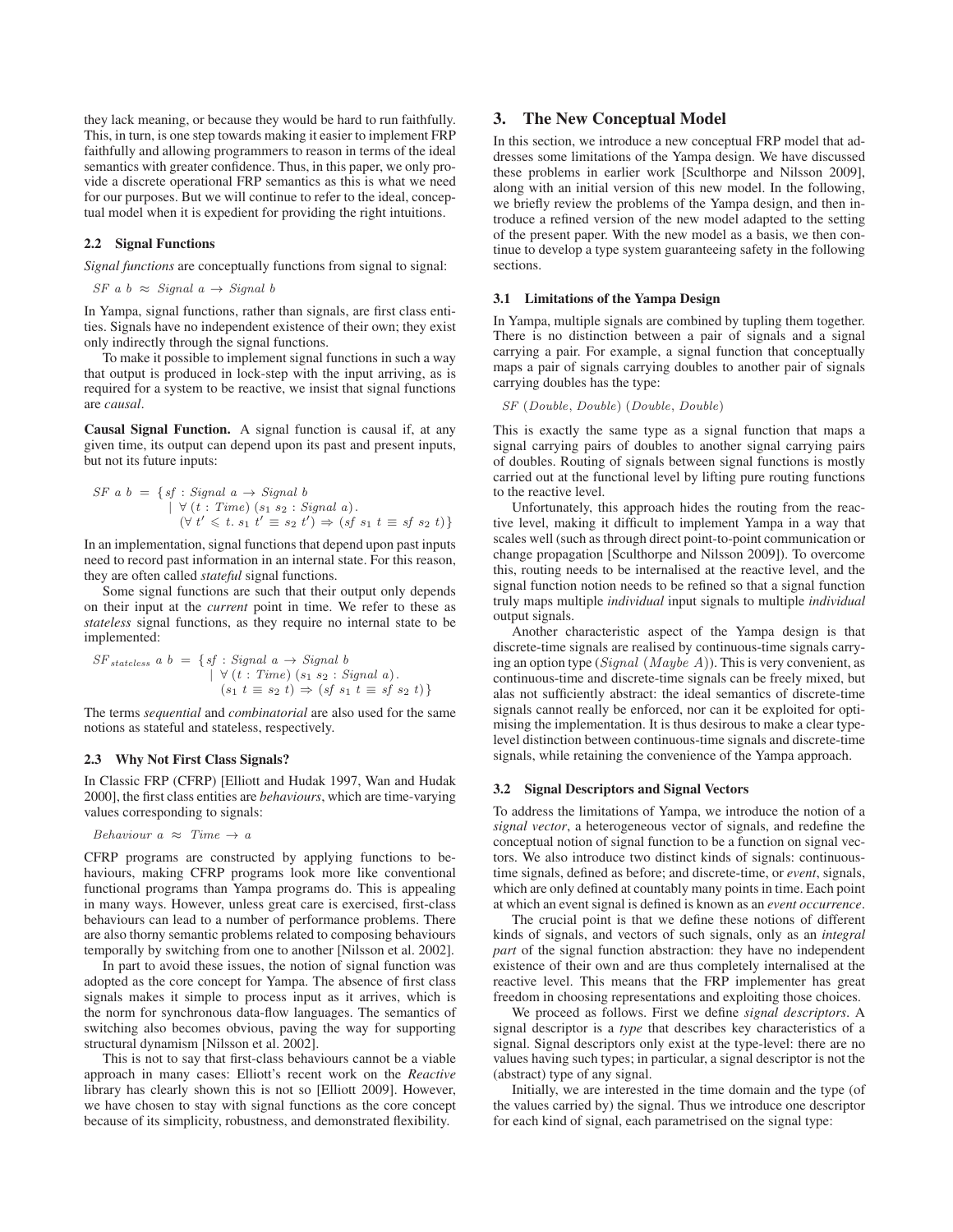they lack meaning, or because they would be hard to run faithfully. This, in turn, is one step towards making it easier to implement FRP faithfully and allowing programmers to reason in terms of the ideal semantics with greater confidence. Thus, in this paper, we only provide a discrete operational FRP semantics as this is what we need for our purposes. But we will continue to refer to the ideal, conceptual model when it is expedient for providing the right intuitions.

### 2.2 Signal Functions

*Signal functions* are conceptually functions from signal to signal:

$$SF\ a\ b\ \approx\ Signal\ a \rightarrow Signal\ b$$

In Yampa, signal functions, rather than signals, are first class entities. Signals have no independent existence of their own; they exist only indirectly through the signal functions.

To make it possible to implement signal functions in such a way that output is produced in lock-step with the input arriving, as is required for a system to be reactive, we insist that signal functions are *causal*.

**Causal Signal Function.** A signal function is causal if, at any given time, its output can depend upon its past and present inputs, but not its future inputs:

$$\begin{aligned} SF\ a\ b\ = \{ & sf : Signal\ a \rightarrow Signal\ b \\ & \mid \forall\ (t : Time)\ (s_1\ s_2 : Signal\ a). \\ & \quad (\forall\ t' \leqslant t.\ s_1\ t' \equiv s_2\ t') \Rightarrow (sf\ s_1\ t \equiv sf\ s_2\ t)\} \end{aligned}$$

In an implementation, signal functions that depend upon past inputs need to record past information in an internal state. For this reason, they are often called *stateful* signal functions.

Some signal functions are such that their output only depends on their input at the *current* point in time. We refer to these as *stateless* signal functions, as they require no internal state to be implemented:

$$\begin{aligned} SF_{stateless}\ a\ b\ = \{ & sf : Signal\ a \rightarrow Signal\ b \\ & \mid \forall\ (t : Time)\ (s_1\ s_2 : Signal\ a). \\ & \quad (s_1\ t \equiv s_2\ t) \Rightarrow (sf\ s_1\ t \equiv sf\ s_2\ t)\} \end{aligned}$$

The terms *sequential* and *combinatorial* are also used for the same notions as stateful and stateless, respectively.

### 2.3 Why Not First Class Signals?

In Classic FRP (CFRP) [Elliott and Hudak 1997, Wan and Hudak 2000], the first class entities are *behaviours*, which are time-varying values corresponding to signals:

$$Behaviour\ a\ \approx\ Time \rightarrow a$$

CFRP programs are constructed by applying functions to behaviours, making CFRP programs look more like conventional functional programs than Yampa programs do. This is appealing in many ways. However, unless great care is exercised, first-class behaviours can lead to a number of performance problems. There are also thorny semantic problems related to composing behaviours temporally by switching from one to another [Nilsson et al. 2002].

In part to avoid these issues, the notion of signal function was adopted as the core concept for Yampa. The absence of first class signals makes it simple to process input as it arrives, which is the norm for synchronous data-flow languages. The semantics of switching also becomes obvious, paving the way for supporting structural dynamism [Nilsson et al. 2002].

This is not to say that first-class behaviours cannot be a viable approach in many cases: Elliott's recent work on the *Reactive* library has clearly shown this is not so [Elliott 2009]. However, we have chosen to stay with signal functions as the core concept because of its simplicity, robustness, and demonstrated flexibility.

## 3. The New Conceptual Model

In this section, we introduce a new conceptual FRP model that addresses some limitations of the Yampa design. We have discussed these problems in earlier work [Sculthorpe and Nilsson 2009], along with an initial version of this new model. In the following, we briefly review the problems of the Yampa design, and then introduce a refined version of the new model adapted to the setting of the present paper. With the new model as a basis, we then continue to develop a type system guaranteeing safety in the following sections.

### 3.1 Limitations of the Yampa Design

In Yampa, multiple signals are combined by tupling them together. There is no distinction between a pair of signals and a signal carrying a pair. For example, a signal function that conceptually maps a pair of signals carrying doubles to another pair of signals carrying doubles has the type:

$$SF\ (Double,\ Double)\ (Double,\ Double)$$

This is exactly the same type as a signal function that maps a signal carrying pairs of doubles to another signal carrying pairs of doubles. Routing of signals between signal functions is mostly carried out at the functional level by lifting pure routing functions to the reactive level.

Unfortunately, this approach hides the routing from the reactive level, making it difficult to implement Yampa in a way that scales well (such as through direct point-to-point communication or change propagation [Sculthorpe and Nilsson 2009]). To overcome this, routing needs to be internalised at the reactive level, and the signal function notion needs to be refined so that a signal function truly maps multiple *individual* input signals to multiple *individual* output signals.

Another characteristic aspect of the Yampa design is that discrete-time signals are realised by continuous-time signals carrying an option type ($Signal\ (Maybe\ A)$). This is very convenient, as continuous-time and discrete-time signals can be freely mixed, but alas not sufficiently abstract: the ideal semantics of discrete-time signals cannot really be enforced, nor can it be exploited for optimising the implementation. It is thus desirous to make a clear type-level distinction between continuous-time signals and discrete-time signals, while retaining the convenience of the Yampa approach.

### 3.2 Signal Descriptors and Signal Vectors

To address the limitations of Yampa, we introduce the notion of a *signal vector*, a heterogeneous vector of signals, and redefine the conceptual notion of signal function to be a function on signal vectors. We also introduce two distinct kinds of signals: continuous-time signals, defined as before; and discrete-time, or *event*, signals, which are only defined at countably many points in time. Each point at which an event signal is defined is known as an *event occurrence*.

The crucial point is that we define these notions of different kinds of signals, and vectors of such signals, only as an *integral part* of the signal function abstraction: they have no independent existence of their own and are thus completely internalised at the reactive level. This means that the FRP implementer has great freedom in choosing representations and exploiting those choices.

We proceed as follows. First we define *signal descriptors*. A signal descriptor is a *type* that describes key characteristics of a signal. Signal descriptors only exist at the type-level: there are no values having such types; in particular, a signal descriptor is not the (abstract) type of any signal.

Initially, we are interested in the time domain and the type (of the values carried by) the signal. Thus we introduce one descriptor for each kind of signal, each parametrised on the signal type: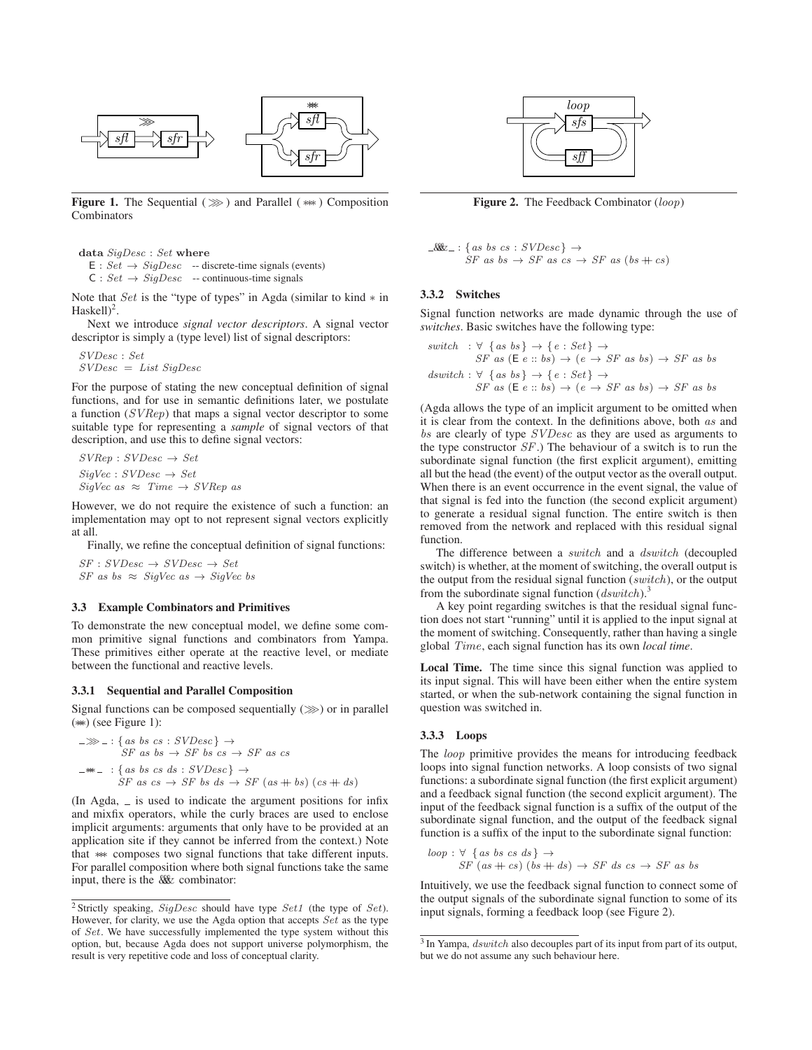**Figure 1.** The Sequential ($\ggg$) and Parallel ($***$) Composition Combinators

**Figure 2.** The Feedback Combinator (*loop*)

```
data SigDesc : Set where
  E : Set → SigDesc   -- discrete-time signals (events)
  C : Set → SigDesc   -- continuous-time signals
```

Note that *Set* is the "type of types" in Agda (similar to kind $*$ in Haskell)[2].

Next we introduce *signal vector descriptors*. A signal vector descriptor is simply a (type level) list of signal descriptors:

```
SVDesc : Set
SVDesc = List SigDesc
```

For the purpose of stating the new conceptual definition of signal functions, and for use in semantic definitions later, we postulate a function (*SVRep*) that maps a signal vector descriptor to some suitable type for representing a *sample* of signal vectors of that description, and use this to define signal vectors:

```
SVRep : SVDesc → Set
SigVec : SVDesc → Set
SigVec as ≈ Time → SVRep as
```

However, we do not require the existence of such a function: an implementation may opt to not represent signal vectors explicitly at all.

Finally, we refine the conceptual definition of signal functions:

```
SF : SVDesc → SVDesc → Set
SF as bs ≈ SigVec as → SigVec bs
```

### 3.3 Example Combinators and Primitives

To demonstrate the new conceptual model, we define some common primitive signal functions and combinators from Yampa. These primitives either operate at the reactive level, or mediate between the functional and reactive levels.

#### 3.3.1 Sequential and Parallel Composition

Signal functions can be composed sequentially ($\ggg$) or in parallel ($***$) (see Figure 1):

```
_⋙_ : {as bs cs : SVDesc} →
       SF as bs → SF bs cs → SF as cs
_***_ : {as bs cs ds : SVDesc} →
       SF as cs → SF bs ds → SF (as ++ bs) (cs ++ ds)
```

(In Agda, _ is used to indicate the argument positions for infix and mixfix operators, while the curly braces are used to enclose implicit arguments: arguments that only have to be provided at an application site if they cannot be inferred from the context.) Note that $***$ composes two signal functions that take different inputs. For parallel composition where both signal functions take the same input, there is the &&& combinator:

```
_&&&_ : {as bs cs : SVDesc} →
        SF as bs → SF as cs → SF as (bs ++ cs)
```

#### 3.3.2 Switches

Signal function networks are made dynamic through the use of *switches*. Basic switches have the following type:

```
switch  : ∀ {as bs} → {e : Set} →
          SF as (E e :: bs) → (e → SF as bs) → SF as bs
dswitch : ∀ {as bs} → {e : Set} →
          SF as (E e :: bs) → (e → SF as bs) → SF as bs
```

(Agda allows the type of an implicit argument to be omitted when it is clear from the context. In the definitions above, both *as* and *bs* are clearly of type *SVDesc* as they are used as arguments to the type constructor *SF*.) The behaviour of a switch is to run the subordinate signal function (the first explicit argument), emitting all but the head (the event) of the output vector as the overall output. When there is an event occurrence in the event signal, the value of that signal is fed into the function (the second explicit argument) to generate a residual signal function. The entire switch is then removed from the network and replaced with this residual signal function.

The difference between a *switch* and a *dswitch* (decoupled switch) is whether, at the moment of switching, the overall output is the output from the residual signal function (*switch*), or the output from the subordinate signal function (*dswitch*).[3]

A key point regarding switches is that the residual signal function does not start "running" until it is applied to the input signal at the moment of switching. Consequently, rather than having a single global *Time*, each signal function has its own *local time*.

**Local Time.** The time since this signal function was applied to its input signal. This will have been either when the entire system started, or when the sub-network containing the signal function in question was switched in.

#### 3.3.3 Loops

The *loop* primitive provides the means for introducing feedback loops into signal function networks. A loop consists of two signal functions: a subordinate signal function (the first explicit argument) and a feedback signal function (the second explicit argument). The input of the feedback signal function is a suffix of the output of the subordinate signal function, and the output of the feedback signal function is a suffix of the input to the subordinate signal function:

```
loop : ∀ {as bs cs ds} →
       SF (as ++ cs) (bs ++ ds) → SF ds cs → SF as bs
```

Intuitively, we use the feedback signal function to connect some of the output signals of the subordinate signal function to some of its input signals, forming a feedback loop (see Figure 2).

---

[2] Strictly speaking, *SigDesc* should have type *Set1* (the type of *Set*). However, for clarity, we use the Agda option that accepts *Set* as the type of *Set*. We have successfully implemented the type system without this option, but, because Agda does not support universe polymorphism, the result is very repetitive code and loss of conceptual clarity.

[3] In Yampa, *dswitch* also decouples part of its input from part of its output, but we do not assume any such behaviour here.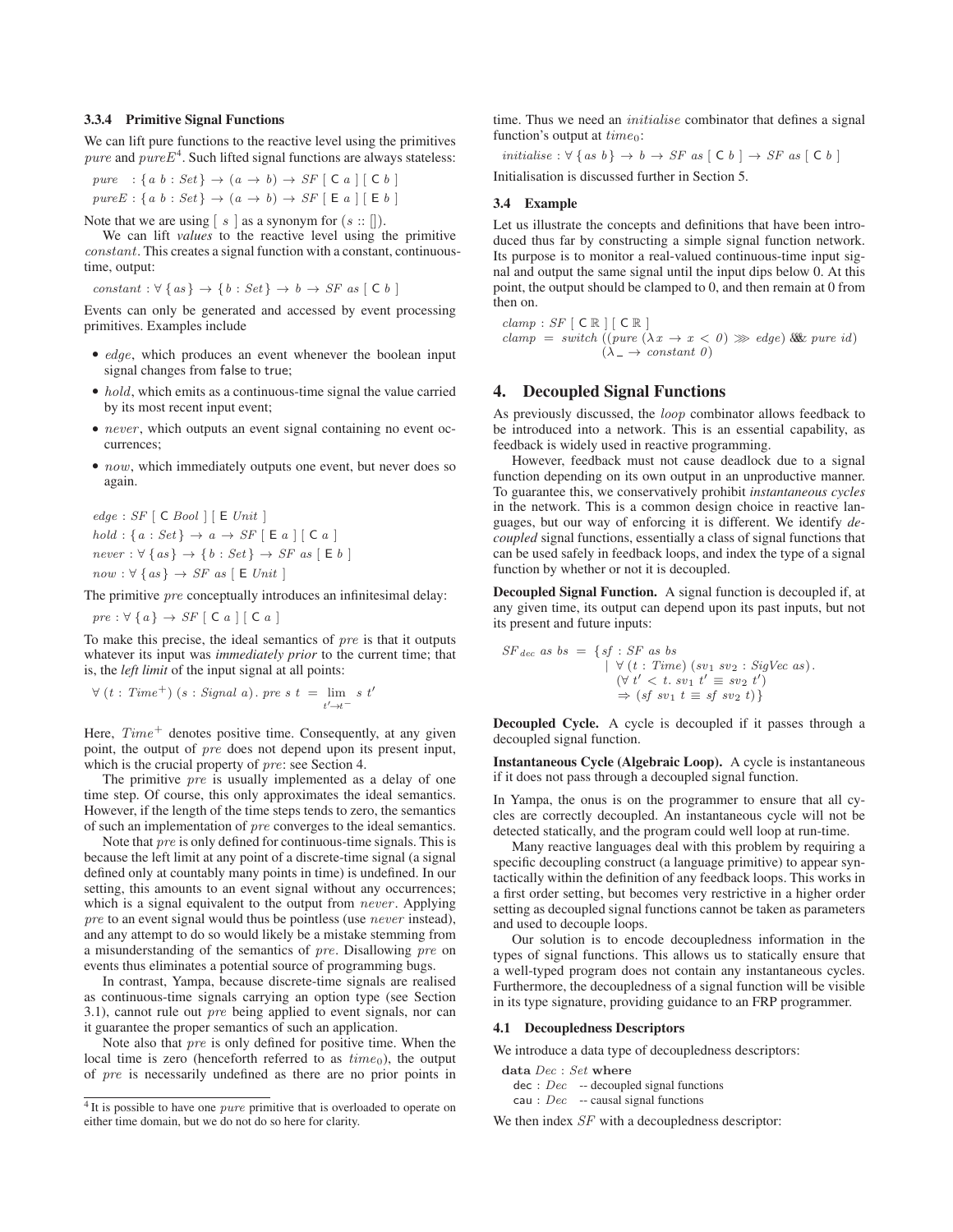### 3.3.4 Primitive Signal Functions

We can lift pure functions to the reactive level using the primitives $pure$ and $pureE$[4]. Such lifted signal functions are always stateless:

$$pure \;\; : \{a\ b : Set\} \rightarrow (a \rightarrow b) \rightarrow SF\ [\ \mathsf{C}\ a\ ]\ [\ \mathsf{C}\ b\ ]$$
$$pureE : \{a\ b : Set\} \rightarrow (a \rightarrow b) \rightarrow SF\ [\ \mathsf{E}\ a\ ]\ [\ \mathsf{E}\ b\ ]$$

Note that we are using $[\ s\ ]$ as a synonym for $(s :: [])$.

We can lift *values* to the reactive level using the primitive $constant$. This creates a signal function with a constant, continuous-time, output:

$$constant : \forall\ \{as\} \rightarrow \{b : Set\} \rightarrow b \rightarrow SF\ as\ [\ \mathsf{C}\ b\ ]$$

Events can only be generated and accessed by event processing primitives. Examples include

- $edge$, which produces an event whenever the boolean input signal changes from false to true;
- $hold$, which emits as a continuous-time signal the value carried by its most recent input event;
- $never$, which outputs an event signal containing no event occurrences;
- $now$, which immediately outputs one event, but never does so again.

$$edge : SF\ [\ \mathsf{C}\ Bool\ ]\ [\ \mathsf{E}\ Unit\ ]$$
$$hold : \{a : Set\} \rightarrow a \rightarrow SF\ [\ \mathsf{E}\ a\ ]\ [\ \mathsf{C}\ a\ ]$$
$$never : \forall\ \{as\} \rightarrow \{b : Set\} \rightarrow SF\ as\ [\ \mathsf{E}\ b\ ]$$
$$now : \forall\ \{as\} \rightarrow SF\ as\ [\ \mathsf{E}\ Unit\ ]$$

The primitive $pre$ conceptually introduces an infinitesimal delay:

$$pre : \forall\ \{a\} \rightarrow SF\ [\ \mathsf{C}\ a\ ]\ [\ \mathsf{C}\ a\ ]$$

To make this precise, the ideal semantics of $pre$ is that it outputs whatever its input was *immediately prior* to the current time; that is, the *left limit* of the input signal at all points:

$$\forall\ (t : Time^{+})\ (s : Signal\ a).\ pre\ s\ t\ =\ \lim_{t' \rightarrow t^{-}} s\ t'$$

Here, $Time^{+}$ denotes positive time. Consequently, at any given point, the output of $pre$ does not depend upon its present input, which is the crucial property of $pre$: see Section 4.

The primitive $pre$ is usually implemented as a delay of one time step. Of course, this only approximates the ideal semantics. However, if the length of the time steps tends to zero, the semantics of such an implementation of $pre$ converges to the ideal semantics.

Note that $pre$ is only defined for continuous-time signals. This is because the left limit at any point of a discrete-time signal (a signal defined only at countably many points in time) is undefined. In our setting, this amounts to an event signal without any occurrences; which is a signal equivalent to the output from $never$. Applying $pre$ to an event signal would thus be pointless (use $never$ instead), and any attempt to do so would likely be a mistake stemming from a misunderstanding of the semantics of $pre$. Disallowing $pre$ on events thus eliminates a potential source of programming bugs.

In contrast, Yampa, because discrete-time signals are realised as continuous-time signals carrying an option type (see Section 3.1), cannot rule out $pre$ being applied to event signals, nor can it guarantee the proper semantics of such an application.

Note also that $pre$ is only defined for positive time. When the local time is zero (henceforth referred to as $time_0$), the output of $pre$ is necessarily undefined as there are no prior points in time. Thus we need an $initialise$ combinator that defines a signal function's output at $time_0$:

$$initialise : \forall\ \{as\ b\} \rightarrow b \rightarrow SF\ as\ [\ \mathsf{C}\ b\ ] \rightarrow SF\ as\ [\ \mathsf{C}\ b\ ]$$

Initialisation is discussed further in Section 5.

### 3.4 Example

Let us illustrate the concepts and definitions that have been introduced thus far by constructing a simple signal function network. Its purpose is to monitor a real-valued continuous-time input signal and output the same signal until the input dips below 0. At this point, the output should be clamped to 0, and then remain at 0 from then on.

$$clamp : SF\ [\ \mathsf{C}\ \mathbb{R}\ ]\ [\ \mathsf{C}\ \mathbb{R}\ ]$$
$$clamp\ =\ switch\ ((pure\ (\lambda x \rightarrow x < 0) \ggg edge)\ \&\&\&\ pure\ id)$$
$$\qquad\qquad (\lambda\ \_ \rightarrow constant\ 0)$$

## 4. Decoupled Signal Functions

As previously discussed, the $loop$ combinator allows feedback to be introduced into a network. This is an essential capability, as feedback is widely used in reactive programming.

However, feedback must not cause deadlock due to a signal function depending on its own output in an unproductive manner. To guarantee this, we conservatively prohibit *instantaneous cycles* in the network. This is a common design choice in reactive languages, but our way of enforcing it is different. We identify *decoupled* signal functions, essentially a class of signal functions that can be used safely in feedback loops, and index the type of a signal function by whether or not it is decoupled.

**Decoupled Signal Function.** A signal function is decoupled if, at any given time, its output can depend upon its past inputs, but not its present and future inputs:

$$\begin{aligned} SF_{dec}\ as\ bs\ =\ \{ sf : SF\ as\ bs \\ \mid\ \forall\ (t : Time)\ (sv_1\ sv_2 : SigVec\ as). \\ (\forall\ t' < t.\ sv_1\ t' \equiv sv_2\ t') \\ \Rightarrow (sf\ sv_1\ t \equiv sf\ sv_2\ t) \} \end{aligned}$$

**Decoupled Cycle.** A cycle is decoupled if it passes through a decoupled signal function.

**Instantaneous Cycle (Algebraic Loop).** A cycle is instantaneous if it does not pass through a decoupled signal function.

In Yampa, the onus is on the programmer to ensure that all cycles are correctly decoupled. An instantaneous cycle will not be detected statically, and the program could well loop at run-time.

Many reactive languages deal with this problem by requiring a specific decoupling construct (a language primitive) to appear syntactically within the definition of any feedback loops. This works in a first order setting, but becomes very restrictive in a higher order setting as decoupled signal functions cannot be taken as parameters and used to decouple loops.

Our solution is to encode decoupledness information in the types of signal functions. This allows us to statically ensure that a well-typed program does not contain any instantaneous cycles. Furthermore, the decoupledness of a signal function will be visible in its type signature, providing guidance to an FRP programmer.

### 4.1 Decoupledness Descriptors

We introduce a data type of decoupledness descriptors:

```
data Dec : Set where
  dec : Dec   -- decoupled signal functions
  cau : Dec   -- causal signal functions
```

We then index $SF$ with a decoupledness descriptor:

[4] It is possible to have one $pure$ primitive that is overloaded to operate on either time domain, but we do not do so here for clarity.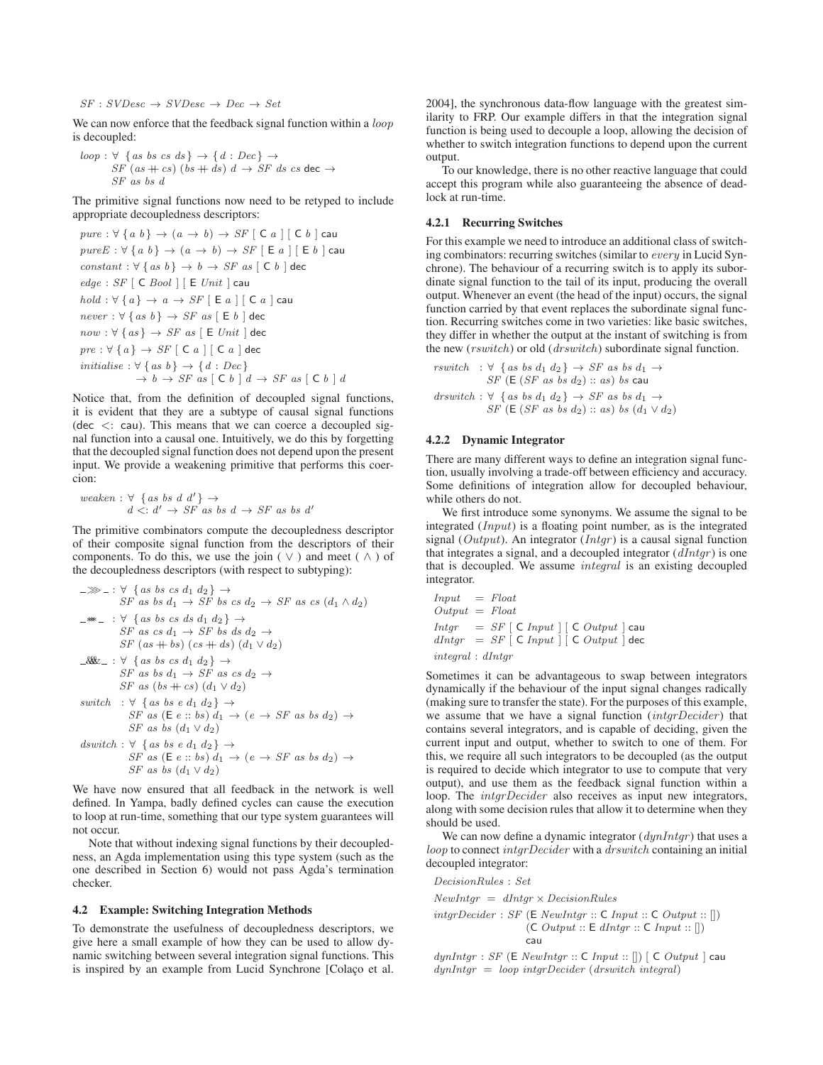$SF : SVDesc \to SVDesc \to Dec \to Set$

We can now enforce that the feedback signal function within a *loop* is decoupled:

$$
\begin{aligned}
&loop : \forall\ \{as\ bs\ cs\ ds\} \to \{d : Dec\} \to \\
&\quad SF\ (as +\!\!+ cs)\ (bs +\!\!+ ds)\ d \to SF\ ds\ cs\ \mathsf{dec} \to \\
&\quad SF\ as\ bs\ d
\end{aligned}
$$

The primitive signal functions now need to be retyped to include appropriate decoupledness descriptors:

$$
\begin{aligned}
&pure : \forall\ \{a\ b\} \to (a \to b) \to SF\ [\ \mathsf{C}\ a\ ]\ [\ \mathsf{C}\ b\ ]\ \mathsf{cau} \\
&pureE : \forall\ \{a\ b\} \to (a \to b) \to SF\ [\ \mathsf{E}\ a\ ]\ [\ \mathsf{E}\ b\ ]\ \mathsf{cau} \\
&constant : \forall\ \{as\ b\} \to b \to SF\ as\ [\ \mathsf{C}\ b\ ]\ \mathsf{dec} \\
&edge : SF\ [\ \mathsf{C}\ Bool\ ]\ [\ \mathsf{E}\ Unit\ ]\ \mathsf{cau} \\
&hold : \forall\ \{a\} \to a \to SF\ [\ \mathsf{E}\ a\ ]\ [\ \mathsf{C}\ a\ ]\ \mathsf{cau} \\
&never : \forall\ \{as\ b\} \to SF\ as\ [\ \mathsf{E}\ b\ ]\ \mathsf{dec} \\
&now : \forall\ \{as\} \to SF\ as\ [\ \mathsf{E}\ Unit\ ]\ \mathsf{dec} \\
&pre : \forall\ \{a\} \to SF\ [\ \mathsf{C}\ a\ ]\ [\ \mathsf{C}\ a\ ]\ \mathsf{dec} \\
&initialise : \forall\ \{as\ b\} \to \{d : Dec\} \\
&\quad \to b \to SF\ as\ [\ \mathsf{C}\ b\ ]\ d \to SF\ as\ [\ \mathsf{C}\ b\ ]\ d
\end{aligned}
$$

Notice that, from the definition of decoupled signal functions, it is evident that they are a subtype of causal signal functions ($\mathsf{dec}\ <:\ \mathsf{cau}$). This means that we can coerce a decoupled signal function into a causal one. Intuitively, we do this by forgetting that the decoupled signal function does not depend upon the present input. We provide a weakening primitive that performs this coercion:

$$
\begin{aligned}
&weaken : \forall\ \{as\ bs\ d\ d'\} \to \\
&\quad d <: d' \to SF\ as\ bs\ d \to SF\ as\ bs\ d'
\end{aligned}
$$

The primitive combinators compute the decoupledness descriptor of their composite signal function from the descriptors of their components. To do this, we use the join ( $\vee$ ) and meet ( $\wedge$ ) of the decoupledness descriptors (with respect to subtyping):

$$
\begin{aligned}
&\_\ggg\_ : \forall\ \{as\ bs\ cs\ d_1\ d_2\} \to \\
&\quad SF\ as\ bs\ d_1 \to SF\ bs\ cs\ d_2 \to SF\ as\ cs\ (d_1 \wedge d_2) \\
&\_{*\!*\!*}\_ : \forall\ \{as\ bs\ cs\ ds\ d_1\ d_2\} \to \\
&\quad SF\ as\ cs\ d_1 \to SF\ bs\ ds\ d_2 \to \\
&\quad SF\ (as +\!\!+ bs)\ (cs +\!\!+ ds)\ (d_1 \vee d_2) \\
&\_\&\&\&\_ : \forall\ \{as\ bs\ cs\ d_1\ d_2\} \to \\
&\quad SF\ as\ bs\ d_1 \to SF\ as\ cs\ d_2 \to \\
&\quad SF\ as\ (bs +\!\!+ cs)\ (d_1 \vee d_2) \\
&switch : \forall\ \{as\ bs\ e\ d_1\ d_2\} \to \\
&\quad SF\ as\ (\mathsf{E}\ e :: bs)\ d_1 \to (e \to SF\ as\ bs\ d_2) \to \\
&\quad SF\ as\ bs\ (d_1 \vee d_2) \\
&dswitch : \forall\ \{as\ bs\ e\ d_1\ d_2\} \to \\
&\quad SF\ as\ (\mathsf{E}\ e :: bs)\ d_1 \to (e \to SF\ as\ bs\ d_2) \to \\
&\quad SF\ as\ bs\ (d_1 \vee d_2)
\end{aligned}
$$

We have now ensured that all feedback in the network is well defined. In Yampa, badly defined cycles can cause the execution to loop at run-time, something that our type system guarantees will not occur.

Note that without indexing signal functions by their decoupledness, an Agda implementation using this type system (such as the one described in Section 6) would not pass Agda's termination checker.

### 4.2 Example: Switching Integration Methods

To demonstrate the usefulness of decoupledness descriptors, we give here a small example of how they can be used to allow dynamic switching between several integration signal functions. This is inspired by an example from Lucid Synchrone [Colaço et al. 2004], the synchronous data-flow language with the greatest similarity to FRP. Our example differs in that the integration signal function is being used to decouple a loop, allowing the decision of whether to switch integration functions to depend upon the current output.

To our knowledge, there is no other reactive language that could accept this program while also guaranteeing the absence of deadlock at run-time.

#### 4.2.1 Recurring Switches

For this example we need to introduce an additional class of switching combinators: recurring switches (similar to *every* in Lucid Synchrone). The behaviour of a recurring switch is to apply its subordinate signal function to the tail of its input, producing the overall output. Whenever an event (the head of the input) occurs, the signal function carried by that event replaces the subordinate signal function. Recurring switches come in two varieties: like basic switches, they differ in whether the output at the instant of switching is from the new (*rswitch*) or old (*drswitch*) subordinate signal function.

$$
\begin{aligned}
&rswitch\ \ : \forall\ \{as\ bs\ d_1\ d_2\} \to SF\ as\ bs\ d_1 \to \\
&\quad SF\ (\mathsf{E}\ (SF\ as\ bs\ d_2) :: as)\ bs\ \mathsf{cau} \\
&drswitch : \forall\ \{as\ bs\ d_1\ d_2\} \to SF\ as\ bs\ d_1 \to \\
&\quad SF\ (\mathsf{E}\ (SF\ as\ bs\ d_2) :: as)\ bs\ (d_1 \vee d_2)
\end{aligned}
$$

#### 4.2.2 Dynamic Integrator

There are many different ways to define an integration signal function, usually involving a trade-off between efficiency and accuracy. Some definitions of integration allow for decoupled behaviour, while others do not.

We first introduce some synonyms. We assume the signal to be integrated (*Input*) is a floating point number, as is the integrated signal (*Output*). An integrator (*Intgr*) is a causal signal function that integrates a signal, and a decoupled integrator (*dIntgr*) is one that is decoupled. We assume *integral* is an existing decoupled integrator.

$$
\begin{aligned}
&Input\ \ = Float \\
&Output = Float \\
&Intgr\ \ \ = SF\ [\ \mathsf{C}\ Input\ ]\ [\ \mathsf{C}\ Output\ ]\ \mathsf{cau} \\
&dIntgr\ = SF\ [\ \mathsf{C}\ Input\ ]\ [\ \mathsf{C}\ Output\ ]\ \mathsf{dec} \\
&integral : dIntgr
\end{aligned}
$$

Sometimes it can be advantageous to swap between integrators dynamically if the behaviour of the input signal changes radically (making sure to transfer the state). For the purposes of this example, we assume that we have a signal function (*intgrDecider*) that contains several integrators, and is capable of deciding, given the current input and output, whether to switch to one of them. For this, we require all such integrators to be decoupled (as the output is required to decide which integrator to use to compute that very output), and use them as the feedback signal function within a loop. The *intgrDecider* also receives as input new integrators, along with some decision rules that allow it to determine when they should be used.

We can now define a dynamic integrator (*dynIntgr*) that uses a *loop* to connect *intgrDecider* with a *drswitch* containing an initial decoupled integrator:

$$
\begin{aligned}
&DecisionRules : Set \\
&NewIntgr\ = \ dIntgr \times DecisionRules \\
&intgrDecider : SF\ (\mathsf{E}\ NewIntgr :: \mathsf{C}\ Input :: \mathsf{C}\ Output :: [])\\
&\quad (\mathsf{C}\ Output :: \mathsf{E}\ dIntgr :: \mathsf{C}\ Input :: [])\\
&\quad \mathsf{cau} \\
&dynIntgr : SF\ (\mathsf{E}\ NewIntgr :: \mathsf{C}\ Input :: [])\ [\ \mathsf{C}\ Output\ ]\ \mathsf{cau} \\
&dynIntgr\ = \ loop\ intgrDecider\ (drswitch\ integral)
\end{aligned}
$$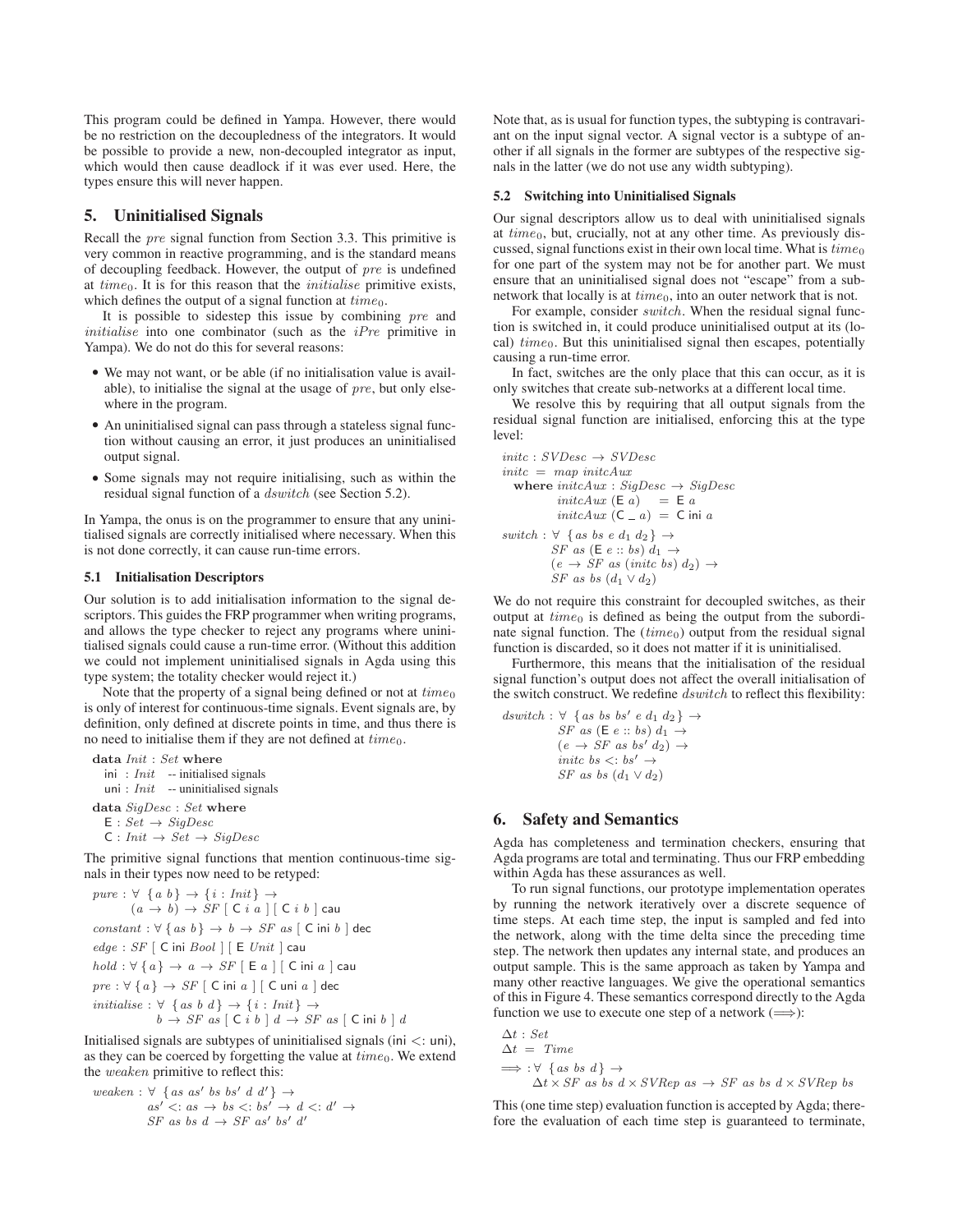This program could be defined in Yampa. However, there would be no restriction on the decoupledness of the integrators. It would be possible to provide a new, non-decoupled integrator as input, which would then cause deadlock if it was ever used. Here, the types ensure this will never happen.

## 5. Uninitialised Signals

Recall the *pre* signal function from Section 3.3. This primitive is very common in reactive programming, and is the standard means of decoupling feedback. However, the output of *pre* is undefined at $time_0$. It is for this reason that the *initialise* primitive exists, which defines the output of a signal function at $time_0$.

It is possible to sidestep this issue by combining *pre* and *initialise* into one combinator (such as the *iPre* primitive in Yampa). We do not do this for several reasons:

- We may not want, or be able (if no initialisation value is available), to initialise the signal at the usage of *pre*, but only elsewhere in the program.
- An uninitialised signal can pass through a stateless signal function without causing an error, it just produces an uninitialised output signal.
- Some signals may not require initialising, such as within the residual signal function of a *dswitch* (see Section 5.2).

In Yampa, the onus is on the programmer to ensure that any uninitialised signals are correctly initialised where necessary. When this is not done correctly, it can cause run-time errors.

### 5.1 Initialisation Descriptors

Our solution is to add initialisation information to the signal descriptors. This guides the FRP programmer when writing programs, and allows the type checker to reject any programs where uninitialised signals could cause a run-time error. (Without this addition we could not implement uninitialised signals in Agda using this type system; the totality checker would reject it.)

Note that the property of a signal being defined or not at $time_0$ is only of interest for continuous-time signals. Event signals are, by definition, only defined at discrete points in time, and thus there is no need to initialise them if they are not defined at $time_0$.

```
data Init : Set where
  ini : Init  -- initialised signals
  uni : Init  -- uninitialised signals
data SigDesc : Set where
  E : Set → SigDesc
  C : Init → Set → SigDesc
```

The primitive signal functions that mention continuous-time signals in their types now need to be retyped:

```
pure : ∀ {a b} → {i : Init} →
       (a → b) → SF [ C i a ] [ C i b ] cau
constant : ∀ {as b} → b → SF as [ C ini b ] dec
edge : SF [ C ini Bool ] [ E Unit ] cau
hold : ∀ {a} → a → SF [ E a ] [ C ini a ] cau
pre : ∀ {a} → SF [ C ini a ] [ C uni a ] dec
initialise : ∀ {as b d} → {i : Init} →
             b → SF as [ C i b ] d → SF as [ C ini b ] d
```

Initialised signals are subtypes of uninitialised signals (ini <: uni), as they can be coerced by forgetting the value at $time_0$. We extend the *weaken* primitive to reflect this:

```
weaken : ∀ {as as' bs bs' d d'} →
         as' <: as → bs <: bs' → d <: d' →
         SF as bs d → SF as' bs' d'
```

Note that, as is usual for function types, the subtyping is contravariant on the input signal vector. A signal vector is a subtype of another if all signals in the former are subtypes of the respective signals in the latter (we do not use any width subtyping).

### 5.2 Switching into Uninitialised Signals

Our signal descriptors allow us to deal with uninitialised signals at $time_0$, but, crucially, not at any other time. As previously discussed, signal functions exist in their own local time. What is $time_0$ for one part of the system may not be for another part. We must ensure that an uninitialised signal does not "escape" from a subnetwork that locally is at $time_0$, into an outer network that is not.

For example, consider *switch*. When the residual signal function is switched in, it could produce uninitialised output at its (local) $time_0$. But this uninitialised signal then escapes, potentially causing a run-time error.

In fact, switches are the only place that this can occur, as it is only switches that create sub-networks at a different local time.

We resolve this by requiring that all output signals from the residual signal function are initialised, enforcing this at the type level:

```
initc : SVDesc → SVDesc
initc = map initcAux
  where initcAux : SigDesc → SigDesc
        initcAux (E a)   = E a
        initcAux (C _ a) = C ini a
switch : ∀ {as bs e d1 d2} →
         SF as (E e :: bs) d1 →
         (e → SF as (initc bs) d2) →
         SF as bs (d1 ∨ d2)
```

We do not require this constraint for decoupled switches, as their output at $time_0$ is defined as being the output from the subordinate signal function. The ($time_0$) output from the residual signal function is discarded, so it does not matter if it is uninitialised.

Furthermore, this means that the initialisation of the residual signal function's output does not affect the overall initialisation of the switch construct. We redefine *dswitch* to reflect this flexibility:

```
dswitch : ∀ {as bs bs' e d1 d2} →
          SF as (E e :: bs) d1 →
          (e → SF as bs' d2) →
          initc bs <: bs' →
          SF as bs (d1 ∨ d2)
```

## 6. Safety and Semantics

Agda has completeness and termination checkers, ensuring that Agda programs are total and terminating. Thus our FRP embedding within Agda has these assurances as well.

To run signal functions, our prototype implementation operates by running the network iteratively over a discrete sequence of time steps. At each time step, the input is sampled and fed into the network, along with the time delta since the preceding time step. The network then updates any internal state, and produces an output sample. This is the same approach as taken by Yampa and many other reactive languages. We give the operational semantics of this in Figure 4. These semantics correspond directly to the Agda function we use to execute one step of a network ($\Longrightarrow$):

```
Δt : Set
Δt = Time
⟹ : ∀ {as bs d} →
    Δt × SF as bs d × SVRep as → SF as bs d × SVRep bs
```

This (one time step) evaluation function is accepted by Agda; therefore the evaluation of each time step is guaranteed to terminate,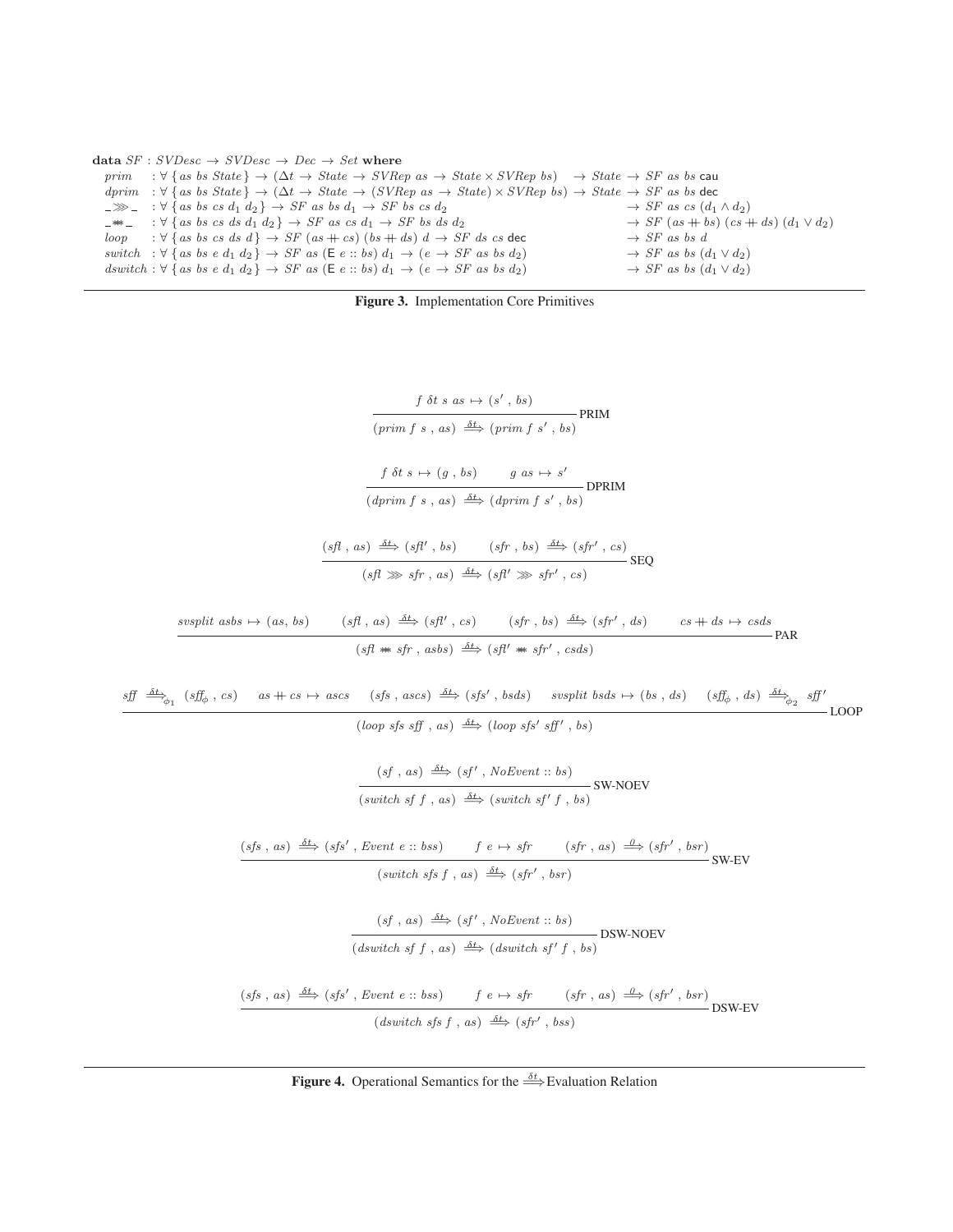**data** $SF : SVDesc \to SVDesc \to Dec \to Set$ **where**

$$
\begin{array}{lll}
prim & : \forall \{ as\ bs\ State \} \to (\Delta t \to State \to SVRep\ as \to State \times SVRep\ bs) & \to State \to SF\ as\ bs\ \mathsf{cau} \\
dprim & : \forall \{ as\ bs\ State \} \to (\Delta t \to State \to (SVRep\ as \to State) \times SVRep\ bs) & \to State \to SF\ as\ bs\ \mathsf{dec} \\
\_{\ggg}\_ & : \forall \{ as\ bs\ cs\ d_1\ d_2 \} \to SF\ as\ bs\ d_1 \to SF\ bs\ cs\ d_2 & \to SF\ as\ cs\ (d_1 \wedge d_2) \\
\_{*\!*\!*}\_ & : \forall \{ as\ bs\ cs\ ds\ d_1\ d_2 \} \to SF\ as\ cs\ d_1 \to SF\ bs\ ds\ d_2 & \to SF\ (as +\!\!+ bs)\ (cs +\!\!+ ds)\ (d_1 \vee d_2) \\
loop & : \forall \{ as\ bs\ cs\ ds\ d \} \to SF\ (as +\!\!+ cs)\ (bs +\!\!+ ds)\ d \to SF\ ds\ cs\ \mathsf{dec} & \to SF\ as\ bs\ d \\
switch & : \forall \{ as\ bs\ e\ d_1\ d_2 \} \to SF\ as\ (\mathsf{E}\ e :: bs)\ d_1 \to (e \to SF\ as\ bs\ d_2) & \to SF\ as\ bs\ (d_1 \vee d_2) \\
dswitch & : \forall \{ as\ bs\ e\ d_1\ d_2 \} \to SF\ as\ (\mathsf{E}\ e :: bs)\ d_1 \to (e \to SF\ as\ bs\ d_2) & \to SF\ as\ bs\ (d_1 \vee d_2)
\end{array}
$$

**Figure 3.** Implementation Core Primitives

$$
\frac{f\ \delta t\ s\ as \mapsto (s'\ ,\ bs)}{(prim\ f\ s\ ,\ as)\ \overset{\delta t}{\Longrightarrow}\ (prim\ f\ s'\ ,\ bs)}\ \text{PRIM}
$$

$$
\frac{f\ \delta t\ s \mapsto (g\ ,\ bs) \qquad g\ as \mapsto s'}{(dprim\ f\ s\ ,\ as)\ \overset{\delta t}{\Longrightarrow}\ (dprim\ f\ s'\ ,\ bs)}\ \text{DPRIM}
$$

$$
\frac{(sfl\ ,\ as)\ \overset{\delta t}{\Longrightarrow}\ (sfl'\ ,\ bs) \qquad (sfr\ ,\ bs)\ \overset{\delta t}{\Longrightarrow}\ (sfr'\ ,\ cs)}{(sfl \ggg sfr\ ,\ as)\ \overset{\delta t}{\Longrightarrow}\ (sfl' \ggg sfr'\ ,\ cs)}\ \text{SEQ}
$$

$$
\frac{svsplit\ asbs \mapsto (as, bs) \qquad (sfl\ ,\ as)\ \overset{\delta t}{\Longrightarrow}\ (sfl'\ ,\ cs) \qquad (sfr\ ,\ bs)\ \overset{\delta t}{\Longrightarrow}\ (sfr'\ ,\ ds) \qquad cs +\!\!+ ds \mapsto csds}{(sfl *\!*\!* sfr\ ,\ asbs)\ \overset{\delta t}{\Longrightarrow}\ (sfl' *\!*\!* sfr'\ ,\ csds)}\ \text{PAR}
$$

$$
\frac{sff\ \overset{\delta t}{\Longrightarrow}_{\phi_1}\ (sff_\phi\ ,\ cs) \qquad as +\!\!+ cs \mapsto ascs \qquad (sfs\ ,\ ascs)\ \overset{\delta t}{\Longrightarrow}\ (sfs'\ ,\ bsds) \qquad svsplit\ bsds \mapsto (bs\ ,\ ds) \qquad (sff_\phi\ ,\ ds)\ \overset{\delta t}{\Longrightarrow}_{\phi_2}\ sff'}{(loop\ sfs\ sff\ ,\ as)\ \overset{\delta t}{\Longrightarrow}\ (loop\ sfs'\ sff'\ ,\ bs)}\ \text{LOOP}
$$

$$
\frac{(sf\ ,\ as)\ \overset{\delta t}{\Longrightarrow}\ (sf'\ ,\ NoEvent :: bs)}{(switch\ sf\ f\ ,\ as)\ \overset{\delta t}{\Longrightarrow}\ (switch\ sf'\ f\ ,\ bs)}\ \text{SW-NOEV}
$$

$$
\frac{(sfs\ ,\ as)\ \overset{\delta t}{\Longrightarrow}\ (sfs'\ ,\ Event\ e :: bss) \qquad f\ e \mapsto sfr \qquad (sfr\ ,\ as)\ \overset{0}{\Longrightarrow}\ (sfr'\ ,\ bsr)}{(switch\ sfs\ f\ ,\ as)\ \overset{\delta t}{\Longrightarrow}\ (sfr'\ ,\ bsr)}\ \text{SW-EV}
$$

$$
\frac{(sf\ ,\ as)\ \overset{\delta t}{\Longrightarrow}\ (sf'\ ,\ NoEvent :: bs)}{(dswitch\ sf\ f\ ,\ as)\ \overset{\delta t}{\Longrightarrow}\ (dswitch\ sf'\ f\ ,\ bs)}\ \text{DSW-NOEV}
$$

$$
\frac{(sfs\ ,\ as)\ \overset{\delta t}{\Longrightarrow}\ (sfs'\ ,\ Event\ e :: bss) \qquad f\ e \mapsto sfr \qquad (sfr\ ,\ as)\ \overset{0}{\Longrightarrow}\ (sfr'\ ,\ bsr)}{(dswitch\ sfs\ f\ ,\ as)\ \overset{\delta t}{\Longrightarrow}\ (sfr'\ ,\ bss)}\ \text{DSW-EV}
$$

**Figure 4.** Operational Semantics for the $\overset{\delta t}{\Longrightarrow}$ Evaluation Relation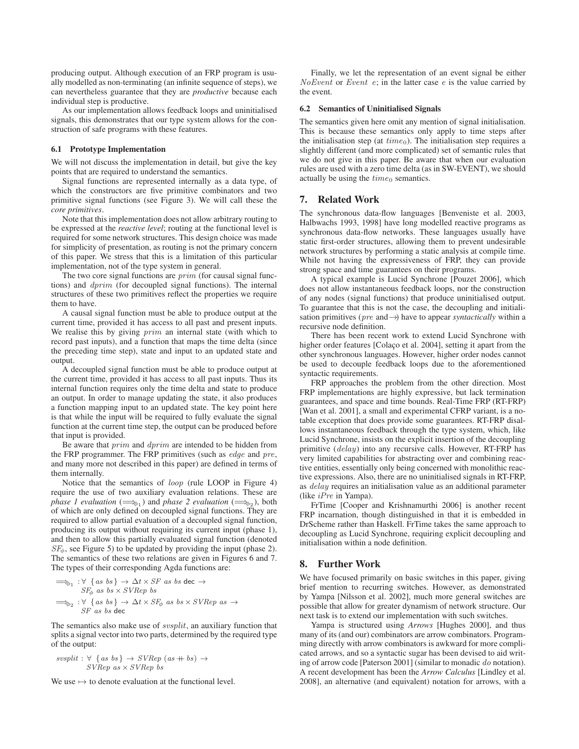producing output. Although execution of an FRP program is usually modelled as non-terminating (an infinite sequence of steps), we can nevertheless guarantee that they are *productive* because each individual step is productive.

As our implementation allows feedback loops and uninitialised signals, this demonstrates that our type system allows for the construction of safe programs with these features.

### 6.1 Prototype Implementation

We will not discuss the implementation in detail, but give the key points that are required to understand the semantics.

Signal functions are represented internally as a data type, of which the constructors are five primitive combinators and two primitive signal functions (see Figure 3). We will call these the *core primitives*.

Note that this implementation does not allow arbitrary routing to be expressed at the *reactive level*; routing at the functional level is required for some network structures. This design choice was made for simplicity of presentation, as routing is not the primary concern of this paper. We stress that this is a limitation of this particular implementation, not of the type system in general.

The two core signal functions are $prim$ (for causal signal functions) and $dprim$ (for decoupled signal functions). The internal structures of these two primitives reflect the properties we require them to have.

A causal signal function must be able to produce output at the current time, provided it has access to all past and present inputs. We realise this by giving $prim$ an internal state (with which to record past inputs), and a function that maps the time delta (since the preceding time step), state and input to an updated state and output.

A decoupled signal function must be able to produce output at the current time, provided it has access to all past inputs. Thus its internal function requires only the time delta and state to produce an output. In order to manage updating the state, it also produces a function mapping input to an updated state. The key point here is that while the input will be required to fully evaluate the signal function at the current time step, the output can be produced before that input is provided.

Be aware that $prim$ and $dprim$ are intended to be hidden from the FRP programmer. The FRP primitives (such as $edge$ and $pre$, and many more not described in this paper) are defined in terms of them internally.

Notice that the semantics of $loop$ (rule LOOP in Figure 4) require the use of two auxiliary evaluation relations. These are *phase 1 evaluation* ($\Longrightarrow_{\phi_1}$) and *phase 2 evaluation* ($\Longrightarrow_{\phi_2}$), both of which are only defined on decoupled signal functions. They are required to allow partial evaluation of a decoupled signal function, producing its output without requiring its current input (phase 1), and then to allow this partially evaluated signal function (denoted $SF_\phi$, see Figure 5) to be updated by providing the input (phase 2). The semantics of these two relations are given in Figures 6 and 7. The types of their corresponding Agda functions are:

$$\Longrightarrow_{\phi_1} : \forall\ \{as\ bs\} \rightarrow \Delta t \times SF\ as\ bs\ \mathsf{dec} \rightarrow SF_\phi\ as\ bs \times SVRep\ bs$$

$$\Longrightarrow_{\phi_2} : \forall\ \{as\ bs\} \rightarrow \Delta t \times SF_\phi\ as\ bs \times SVRep\ as \rightarrow SF\ as\ bs\ \mathsf{dec}$$

The semantics also make use of $svsplit$, an auxiliary function that splits a signal vector into two parts, determined by the required type of the output:

$$svsplit : \forall\ \{as\ bs\} \rightarrow SVRep\ (as +\!\!+\ bs) \rightarrow SVRep\ as \times SVRep\ bs$$

We use $\mapsto$ to denote evaluation at the functional level.

Finally, we let the representation of an event signal be either $NoEvent$ or $Event\ e$; in the latter case $e$ is the value carried by the event.

### 6.2 Semantics of Uninitialised Signals

The semantics given here omit any mention of signal initialisation. This is because these semantics only apply to time steps after the initialisation step (at $time_0$). The initialisation step requires a slightly different (and more complicated) set of semantic rules that we do not give in this paper. Be aware that when our evaluation rules are used with a zero time delta (as in SW-EVENT), we should actually be using the $time_0$ semantics.

## 7. Related Work

The synchronous data-flow languages [Benveniste et al. 2003, Halbwachs 1993, 1998] have long modelled reactive programs as synchronous data-flow networks. These languages usually have static first-order structures, allowing them to prevent undesirable network structures by performing a static analysis at compile time. While not having the expressiveness of FRP, they can provide strong space and time guarantees on their programs.

A typical example is Lucid Synchrone [Pouzet 2006], which does not allow instantaneous feedback loops, nor the construction of any nodes (signal functions) that produce uninitialised output. To guarantee that this is not the case, the decoupling and initialisation primitives ($pre$ and $\rightarrow$) have to appear *syntactically* within a recursive node definition.

There has been recent work to extend Lucid Synchrone with higher order features [Colaço et al. 2004], setting it apart from the other synchronous languages. However, higher order nodes cannot be used to decouple feedback loops due to the aforementioned syntactic requirements.

FRP approaches the problem from the other direction. Most FRP implementations are highly expressive, but lack termination guarantees, and space and time bounds. Real-Time FRP (RT-FRP) [Wan et al. 2001], a small and experimental CFRP variant, is a notable exception that does provide some guarantees. RT-FRP disallows instantaneous feedback through the type system, which, like Lucid Synchrone, insists on the explicit insertion of the decoupling primitive ($delay$) into any recursive calls. However, RT-FRP has very limited capabilities for abstracting over and combining reactive entities, essentially only being concerned with monolithic reactive expressions. Also, there are no uninitialised signals in RT-FRP, as $delay$ requires an initialisation value as an additional parameter (like $iPre$ in Yampa).

FrTime [Cooper and Krishnamurthi 2006] is another recent FRP incarnation, though distinguished in that it is embedded in DrScheme rather than Haskell. FrTime takes the same approach to decoupling as Lucid Synchrone, requiring explicit decoupling and initialisation within a node definition.

## 8. Further Work

We have focused primarily on basic switches in this paper, giving brief mention to recurring switches. However, as demonstrated by Yampa [Nilsson et al. 2002], much more general switches are possible that allow for greater dynamism of network structure. Our next task is to extend our implementation with such switches.

Yampa is structured using *Arrows* [Hughes 2000], and thus many of its (and our) combinators are arrow combinators. Programming directly with arrow combinators is awkward for more complicated arrows, and so a syntactic sugar has been devised to aid writing of arrow code [Paterson 2001] (similar to monadic $do$ notation). A recent development has been the *Arrow Calculus* [Lindley et al. 2008], an alternative (and equivalent) notation for arrows, with a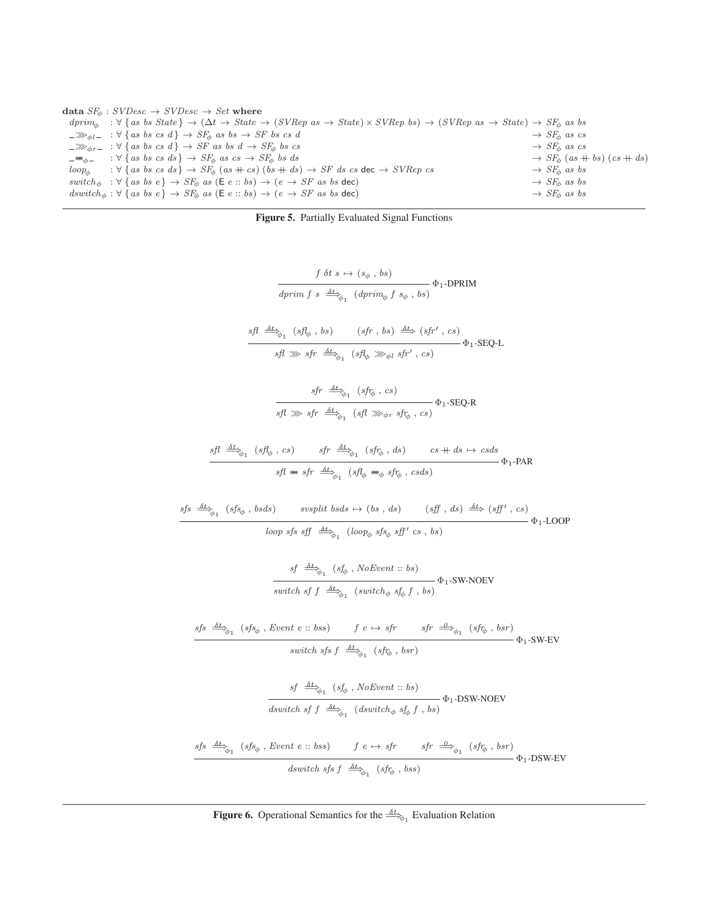**data** $SF_\phi : SVDesc \rightarrow SVDesc \rightarrow Set$ **where**

$$
\begin{array}{lll}
dprim_\phi & : \forall \{as\ bs\ State\} \rightarrow (\Delta t \rightarrow State \rightarrow (SVRep\ as \rightarrow State) \times SVRep\ bs) \rightarrow (SVRep\ as \rightarrow State) & \rightarrow SF_\phi\ as\ bs \\
\_{\ggg_{\phi l}}\_ & : \forall \{as\ bs\ cs\ d\} \rightarrow SF_\phi\ as\ bs \rightarrow SF\ bs\ cs\ d & \rightarrow SF_\phi\ as\ cs \\
\_{\ggg_{\phi r}}\_ & : \forall \{as\ bs\ cs\ d\} \rightarrow SF\ as\ bs\ d \rightarrow SF_\phi\ bs\ cs & \rightarrow SF_\phi\ as\ cs \\
\_{*\!*\!*_\phi}\_ & : \forall \{as\ bs\ cs\ ds\} \rightarrow SF_\phi\ as\ cs \rightarrow SF_\phi\ bs\ ds & \rightarrow SF_\phi\ (as +\!\!+ bs)\ (cs +\!\!+ ds) \\
loop_\phi & : \forall \{as\ bs\ cs\ ds\} \rightarrow SF_\phi\ (as +\!\!+ cs)\ (bs +\!\!+ ds) \rightarrow SF\ ds\ cs\ \mathsf{dec} \rightarrow SVRep\ cs & \rightarrow SF_\phi\ as\ bs \\
switch_\phi & : \forall \{as\ bs\ e\} \rightarrow SF_\phi\ as\ (\mathsf{E}\ e :: bs) \rightarrow (e \rightarrow SF\ as\ bs\ \mathsf{dec}) & \rightarrow SF_\phi\ as\ bs \\
dswitch_\phi & : \forall \{as\ bs\ e\} \rightarrow SF_\phi\ as\ (\mathsf{E}\ e :: bs) \rightarrow (e \rightarrow SF\ as\ bs\ \mathsf{dec}) & \rightarrow SF_\phi\ as\ bs
\end{array}
$$

**Figure 5.** Partially Evaluated Signal Functions

$$
\frac{f\ \delta t\ s \mapsto (s_\phi\ ,\ bs)}{dprim\ f\ s\ \overset{\delta t}{\Longrightarrow}_{\phi_1}\ (dprim_\phi\ f\ s_\phi\ ,\ bs)}\ \Phi_1\text{-DPRIM}
$$

$$
\frac{sfl\ \overset{\delta t}{\Longrightarrow}_{\phi_1}\ (sfl_\phi\ ,\ bs) \qquad (sfr\ ,\ bs)\ \overset{\delta t}{\Longrightarrow}\ (sfr'\ ,\ cs)}{sfl \ggg sfr\ \overset{\delta t}{\Longrightarrow}_{\phi_1}\ (sfl_\phi \ggg_{\phi l} sfr'\ ,\ cs)}\ \Phi_1\text{-SEQ-L}
$$

$$
\frac{sfr\ \overset{\delta t}{\Longrightarrow}_{\phi_1}\ (sfr_\phi\ ,\ cs)}{sfl \ggg sfr\ \overset{\delta t}{\Longrightarrow}_{\phi_1}\ (sfl \ggg_{\phi r} sfr_\phi\ ,\ cs)}\ \Phi_1\text{-SEQ-R}
$$

$$
\frac{sfl\ \overset{\delta t}{\Longrightarrow}_{\phi_1}\ (sfl_\phi\ ,\ cs) \qquad sfr\ \overset{\delta t}{\Longrightarrow}_{\phi_1}\ (sfr_\phi\ ,\ ds) \qquad cs +\!\!+ ds \mapsto csds}{sfl *\!*\!* sfr\ \overset{\delta t}{\Longrightarrow}_{\phi_1}\ (sfl_\phi *\!*\!*_\phi sfr_\phi\ ,\ csds)}\ \Phi_1\text{-PAR}
$$

$$
\frac{sfs\ \overset{\delta t}{\Longrightarrow}_{\phi_1}\ (sfs_\phi\ ,\ bsds) \qquad svsplit\ bsds \mapsto (bs\ ,\ ds) \qquad (sff\ ,\ ds)\ \overset{\delta t}{\Longrightarrow}\ (sff'\ ,\ cs)}{loop\ sfs\ sff\ \overset{\delta t}{\Longrightarrow}_{\phi_1}\ (loop_\phi\ sfs_\phi\ sff'\ cs\ ,\ bs)}\ \Phi_1\text{-LOOP}
$$

$$
\frac{sf\ \overset{\delta t}{\Longrightarrow}_{\phi_1}\ (sf_\phi\ ,\ NoEvent :: bs)}{switch\ sf\ f\ \overset{\delta t}{\Longrightarrow}_{\phi_1}\ (switch_\phi\ sf_\phi\ f\ ,\ bs)}\ \Phi_1\text{-SW-NOEV}
$$

$$
\frac{sfs\ \overset{\delta t}{\Longrightarrow}_{\phi_1}\ (sfs_\phi\ ,\ Event\ e :: bss) \qquad f\ e \mapsto sfr \qquad sfr\ \overset{0}{\Longrightarrow}_{\phi_1}\ (sfr_\phi\ ,\ bsr)}{switch\ sfs\ f\ \overset{\delta t}{\Longrightarrow}_{\phi_1}\ (sfr_\phi\ ,\ bsr)}\ \Phi_1\text{-SW-EV}
$$

$$
\frac{sf\ \overset{\delta t}{\Longrightarrow}_{\phi_1}\ (sf_\phi\ ,\ NoEvent :: bs)}{dswitch\ sf\ f\ \overset{\delta t}{\Longrightarrow}_{\phi_1}\ (dswitch_\phi\ sf_\phi\ f\ ,\ bs)}\ \Phi_1\text{-DSW-NOEV}
$$

$$
\frac{sfs\ \overset{\delta t}{\Longrightarrow}_{\phi_1}\ (sfs_\phi\ ,\ Event\ e :: bss) \qquad f\ e \mapsto sfr \qquad sfr\ \overset{0}{\Longrightarrow}_{\phi_1}\ (sfr_\phi\ ,\ bsr)}{dswitch\ sfs\ f\ \overset{\delta t}{\Longrightarrow}_{\phi_1}\ (sfr_\phi\ ,\ bss)}\ \Phi_1\text{-DSW-EV}
$$

**Figure 6.** Operational Semantics for the $\overset{\delta t}{\Longrightarrow}_{\phi_1}$ Evaluation Relation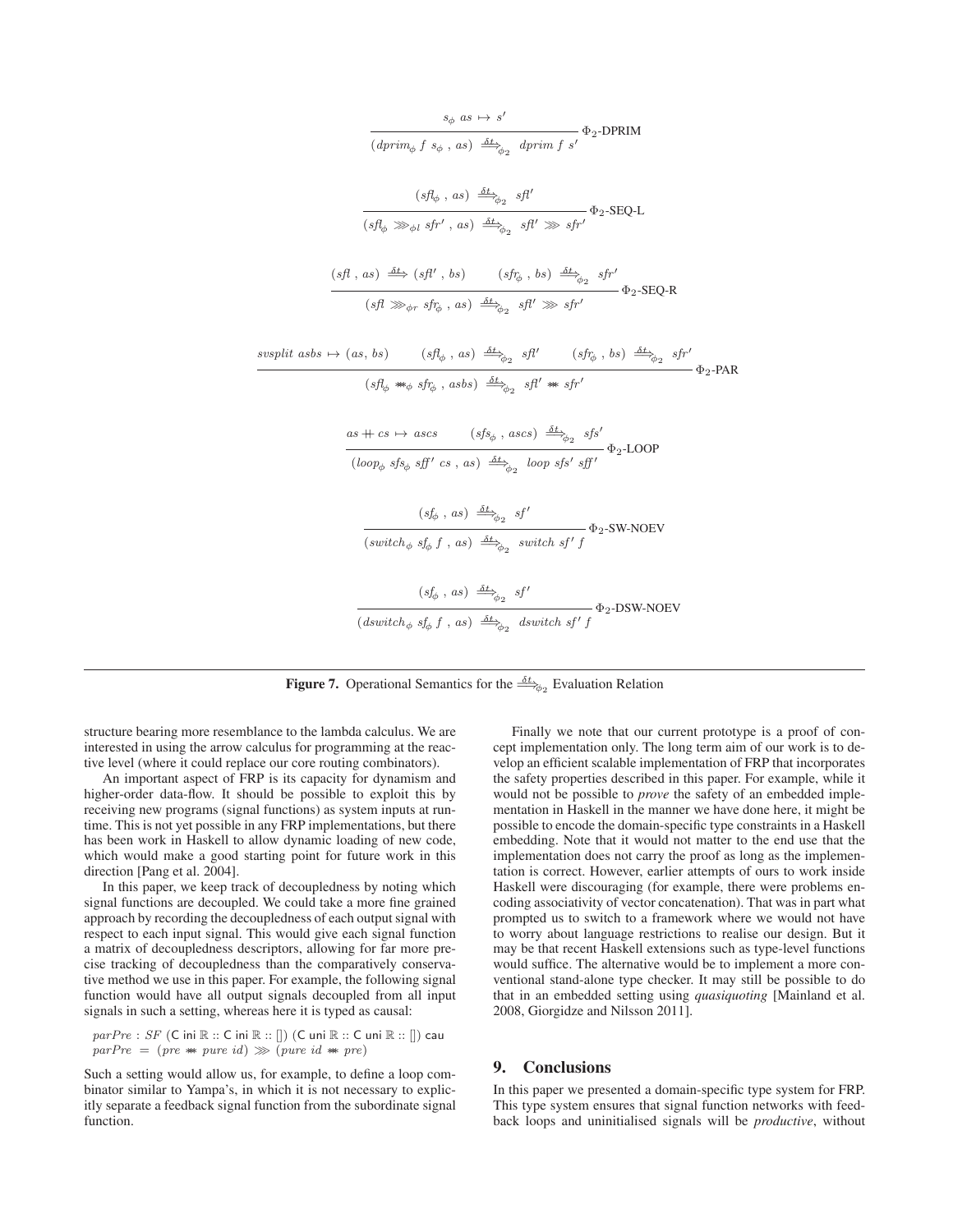$$\frac{s_\phi \; as \mapsto s'}{(dprim_\phi \; f \; s_\phi \; , \; as) \xrightarrow{\delta t}_{\phi_2} \; dprim \; f \; s'} \; \Phi_2\text{-DPRIM}$$

$$\frac{(sfl_\phi \; , \; as) \xrightarrow{\delta t}_{\phi_2} \; sfl'}{(sfl_\phi \ggg_{\phi l} sfr' \; , \; as) \xrightarrow{\delta t}_{\phi_2} \; sfl' \ggg sfr'} \; \Phi_2\text{-SEQ-L}$$

$$\frac{(sfl \; , \; as) \xrightarrow{\delta t} (sfl' \; , \; bs) \qquad (sfr_\phi \; , \; bs) \xrightarrow{\delta t}_{\phi_2} \; sfr'}{(sfl \ggg_{\phi r} sfr_\phi \; , \; as) \xrightarrow{\delta t}_{\phi_2} \; sfl' \ggg sfr'} \; \Phi_2\text{-SEQ-R}$$

$$\frac{svsplit \; asbs \mapsto (as, bs) \qquad (sfl_\phi \; , \; as) \xrightarrow{\delta t}_{\phi_2} \; sfl' \qquad (sfr_\phi \; , \; bs) \xrightarrow{\delta t}_{\phi_2} \; sfr'}{(sfl_\phi \ast\ast\ast_\phi sfr_\phi \; , \; asbs) \xrightarrow{\delta t}_{\phi_2} \; sfl' \ast\ast\ast sfr'} \; \Phi_2\text{-PAR}$$

$$\frac{as +\!\!+ \; cs \mapsto ascs \qquad (sfs_\phi \; , \; ascs) \xrightarrow{\delta t}_{\phi_2} \; sfs'}{(loop_\phi \; sfs_\phi \; sff' \; cs \; , \; as) \xrightarrow{\delta t}_{\phi_2} \; loop \; sfs' \; sff'} \; \Phi_2\text{-LOOP}$$

$$\frac{(sf_\phi \; , \; as) \xrightarrow{\delta t}_{\phi_2} \; sf'}{(switch_\phi \; sf_\phi \; f \; , \; as) \xrightarrow{\delta t}_{\phi_2} \; switch \; sf' \; f} \; \Phi_2\text{-SW-NOEV}$$

$$\frac{(sf_\phi \; , \; as) \xrightarrow{\delta t}_{\phi_2} \; sf'}{(dswitch_\phi \; sf_\phi \; f \; , \; as) \xrightarrow{\delta t}_{\phi_2} \; dswitch \; sf' \; f} \; \Phi_2\text{-DSW-NOEV}$$

**Figure 7.** Operational Semantics for the $\xrightarrow{\delta t}_{\phi_2}$ Evaluation Relation

structure bearing more resemblance to the lambda calculus. We are interested in using the arrow calculus for programming at the reactive level (where it could replace our core routing combinators).

An important aspect of FRP is its capacity for dynamism and higher-order data-flow. It should be possible to exploit this by receiving new programs (signal functions) as system inputs at runtime. This is not yet possible in any FRP implementations, but there has been work in Haskell to allow dynamic loading of new code, which would make a good starting point for future work in this direction [Pang et al. 2004].

In this paper, we keep track of decoupledness by noting which signal functions are decoupled. We could take a more fine grained approach by recording the decoupledness of each output signal with respect to each input signal. This would give each signal function a matrix of decoupledness descriptors, allowing for far more precise tracking of decoupledness than the comparatively conservative method we use in this paper. For example, the following signal function would have all output signals decoupled from all input signals in such a setting, whereas here it is typed as causal:

$parPre : SF \; (\mathsf{C} \; \mathsf{ini} \; \mathbb{R} :: \mathsf{C} \; \mathsf{ini} \; \mathbb{R} :: []) \; (\mathsf{C} \; \mathsf{uni} \; \mathbb{R} :: \mathsf{C} \; \mathsf{uni} \; \mathbb{R} :: []) \; \mathsf{cau}$
$parPre \; = \; (pre \ast\ast\ast pure \; id) \ggg (pure \; id \ast\ast\ast pre)$

Such a setting would allow us, for example, to define a loop combinator similar to Yampa's, in which it is not necessary to explicitly separate a feedback signal function from the subordinate signal function.

Finally we note that our current prototype is a proof of concept implementation only. The long term aim of our work is to develop an efficient scalable implementation of FRP that incorporates the safety properties described in this paper. For example, while it would not be possible to *prove* the safety of an embedded implementation in Haskell in the manner we have done here, it might be possible to encode the domain-specific type constraints in a Haskell embedding. Note that it would not matter to the end use that the implementation does not carry the proof as long as the implementation is correct. However, earlier attempts of ours to work inside Haskell were discouraging (for example, there were problems encoding associativity of vector concatenation). That was in part what prompted us to switch to a framework where we would not have to worry about language restrictions to realise our design. But it may be that recent Haskell extensions such as type-level functions would suffice. The alternative would be to implement a more conventional stand-alone type checker. It may still be possible to do that in an embedded setting using *quasiquoting* [Mainland et al. 2008, Giorgidze and Nilsson 2011].

## 9. Conclusions

In this paper we presented a domain-specific type system for FRP. This type system ensures that signal function networks with feedback loops and uninitialised signals will be *productive*, without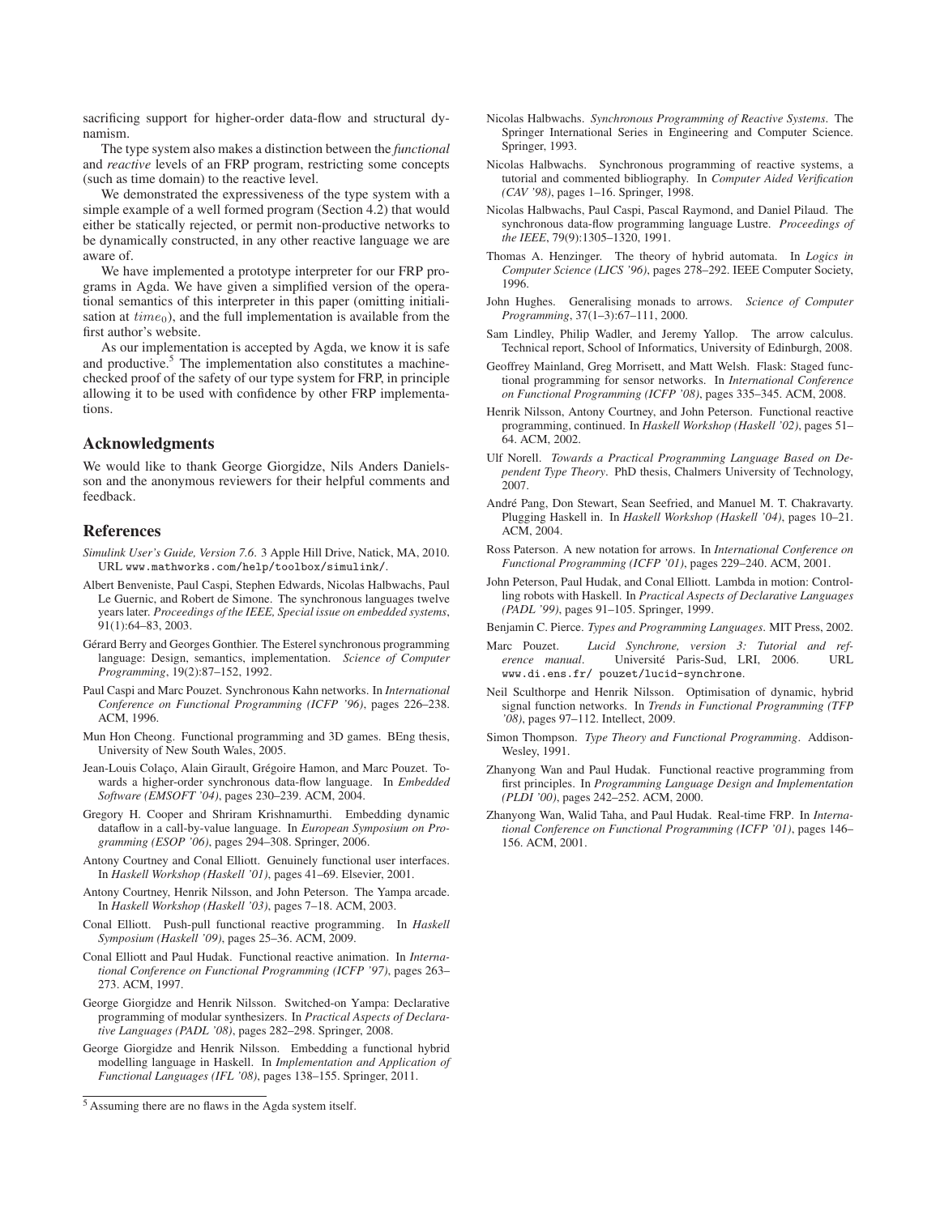sacrificing support for higher-order data-flow and structural dynamism.

The type system also makes a distinction between the *functional* and *reactive* levels of an FRP program, restricting some concepts (such as time domain) to the reactive level.

We demonstrated the expressiveness of the type system with a simple example of a well formed program (Section 4.2) that would either be statically rejected, or permit non-productive networks to be dynamically constructed, in any other reactive language we are aware of.

We have implemented a prototype interpreter for our FRP programs in Agda. We have given a simplified version of the operational semantics of this interpreter in this paper (omitting initialisation at $time_0$), and the full implementation is available from the first author's website.

As our implementation is accepted by Agda, we know it is safe and productive.[5] The implementation also constitutes a machine-checked proof of the safety of our type system for FRP, in principle allowing it to be used with confidence by other FRP implementations.

## Acknowledgments

We would like to thank George Giorgidze, Nils Anders Danielsson and the anonymous reviewers for their helpful comments and feedback.

## References

*Simulink User's Guide, Version 7.6*. 3 Apple Hill Drive, Natick, MA, 2010. URL www.mathworks.com/help/toolbox/simulink/.

Albert Benveniste, Paul Caspi, Stephen Edwards, Nicolas Halbwachs, Paul Le Guernic, and Robert de Simone. The synchronous languages twelve years later. *Proceedings of the IEEE, Special issue on embedded systems*, 91(1):64–83, 2003.

Gérard Berry and Georges Gonthier. The Esterel synchronous programming language: Design, semantics, implementation. *Science of Computer Programming*, 19(2):87–152, 1992.

Paul Caspi and Marc Pouzet. Synchronous Kahn networks. In *International Conference on Functional Programming (ICFP '96)*, pages 226–238. ACM, 1996.

Mun Hon Cheong. Functional programming and 3D games. BEng thesis, University of New South Wales, 2005.

Jean-Louis Colaço, Alain Girault, Grégoire Hamon, and Marc Pouzet. Towards a higher-order synchronous data-flow language. In *Embedded Software (EMSOFT '04)*, pages 230–239. ACM, 2004.

Gregory H. Cooper and Shriram Krishnamurthi. Embedding dynamic dataflow in a call-by-value language. In *European Symposium on Programming (ESOP '06)*, pages 294–308. Springer, 2006.

Antony Courtney and Conal Elliott. Genuinely functional user interfaces. In *Haskell Workshop (Haskell '01)*, pages 41–69. Elsevier, 2001.

Antony Courtney, Henrik Nilsson, and John Peterson. The Yampa arcade. In *Haskell Workshop (Haskell '03)*, pages 7–18. ACM, 2003.

Conal Elliott. Push-pull functional reactive programming. In *Haskell Symposium (Haskell '09)*, pages 25–36. ACM, 2009.

Conal Elliott and Paul Hudak. Functional reactive animation. In *International Conference on Functional Programming (ICFP '97)*, pages 263–273. ACM, 1997.

George Giorgidze and Henrik Nilsson. Switched-on Yampa: Declarative programming of modular synthesizers. In *Practical Aspects of Declarative Languages (PADL '08)*, pages 282–298. Springer, 2008.

George Giorgidze and Henrik Nilsson. Embedding a functional hybrid modelling language in Haskell. In *Implementation and Application of Functional Languages (IFL '08)*, pages 138–155. Springer, 2011.

Nicolas Halbwachs. *Synchronous Programming of Reactive Systems*. The Springer International Series in Engineering and Computer Science. Springer, 1993.

Nicolas Halbwachs. Synchronous programming of reactive systems, a tutorial and commented bibliography. In *Computer Aided Verification (CAV '98)*, pages 1–16. Springer, 1998.

Nicolas Halbwachs, Paul Caspi, Pascal Raymond, and Daniel Pilaud. The synchronous data-flow programming language Lustre. *Proceedings of the IEEE*, 79(9):1305–1320, 1991.

Thomas A. Henzinger. The theory of hybrid automata. In *Logics in Computer Science (LICS '96)*, pages 278–292. IEEE Computer Society, 1996.

John Hughes. Generalising monads to arrows. *Science of Computer Programming*, 37(1–3):67–111, 2000.

Sam Lindley, Philip Wadler, and Jeremy Yallop. The arrow calculus. Technical report, School of Informatics, University of Edinburgh, 2008.

Geoffrey Mainland, Greg Morrisett, and Matt Welsh. Flask: Staged functional programming for sensor networks. In *International Conference on Functional Programming (ICFP '08)*, pages 335–345. ACM, 2008.

Henrik Nilsson, Antony Courtney, and John Peterson. Functional reactive programming, continued. In *Haskell Workshop (Haskell '02)*, pages 51–64. ACM, 2002.

Ulf Norell. *Towards a Practical Programming Language Based on Dependent Type Theory*. PhD thesis, Chalmers University of Technology, 2007.

André Pang, Don Stewart, Sean Seefried, and Manuel M. T. Chakravarty. Plugging Haskell in. In *Haskell Workshop (Haskell '04)*, pages 10–21. ACM, 2004.

Ross Paterson. A new notation for arrows. In *International Conference on Functional Programming (ICFP '01)*, pages 229–240. ACM, 2001.

John Peterson, Paul Hudak, and Conal Elliott. Lambda in motion: Controlling robots with Haskell. In *Practical Aspects of Declarative Languages (PADL '99)*, pages 91–105. Springer, 1999.

Benjamin C. Pierce. *Types and Programming Languages*. MIT Press, 2002.

Marc Pouzet. *Lucid Synchrone, version 3: Tutorial and reference manual*. Université Paris-Sud, LRI, 2006. URL www.di.ens.fr/ pouzet/lucid-synchrone.

Neil Sculthorpe and Henrik Nilsson. Optimisation of dynamic, hybrid signal function networks. In *Trends in Functional Programming (TFP '08)*, pages 97–112. Intellect, 2009.

Simon Thompson. *Type Theory and Functional Programming*. Addison-Wesley, 1991.

Zhanyong Wan and Paul Hudak. Functional reactive programming from first principles. In *Programming Language Design and Implementation (PLDI '00)*, pages 242–252. ACM, 2000.

Zhanyong Wan, Walid Taha, and Paul Hudak. Real-time FRP. In *International Conference on Functional Programming (ICFP '01)*, pages 146–156. ACM, 2001.

[5] Assuming there are no flaws in the Agda system itself.